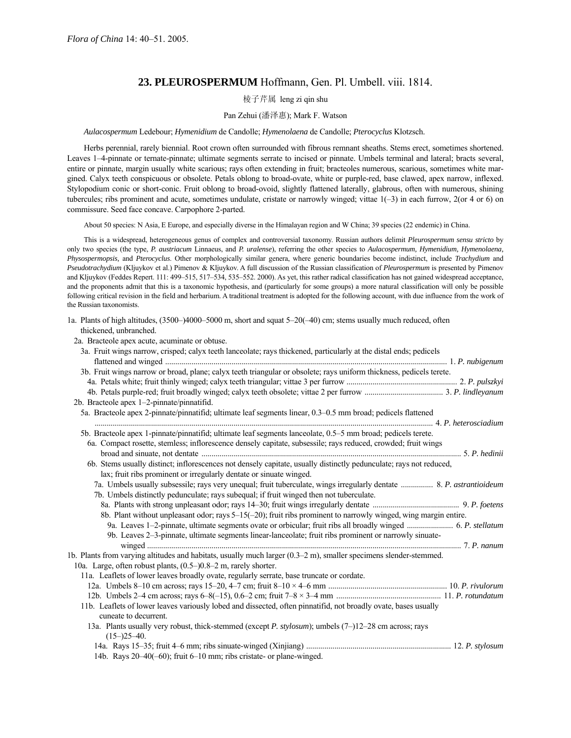*Flora of China* 14: 40–51. 2005.

## 23. PLEUROSPERMUM Hoffmann, Gen. Pl. Umbell. viii. 1814.

棱子芹属 leng zi qin shu

Pan Zehui (潘泽惠); Mark F. Watson

*Aulacospermum* Ledebour; *Hymenidium* de Candolle; *Hymenolaena* de Candolle; *Pterocyclus* Klotzsch.

Herbs perennial, rarely biennial. Root crown often surrounded with fibrous remnant sheaths. Stems erect, sometimes shortened. Leaves 1–4-pinnate or ternate-pinnate; ultimate segments serrate to incised or pinnate. Umbels terminal and lateral; bracts several, entire or pinnate, margin usually white scarious; rays often extending in fruit; bracteoles numerous, scarious, sometimes white margined. Calyx teeth conspicuous or obsolete. Petals oblong to broad-ovate, white or purple-red, base clawed, apex narrow, inflexed. Stylopodium conic or short-conic. Fruit oblong to broad-ovoid, slightly flattened laterally, glabrous, often with numerous, shining tubercules; ribs prominent and acute, sometimes undulate, cristate or narrowly winged; vittae 1(–3) in each furrow, 2(or 4 or 6) on commissure. Seed face concave. Carpophore 2-parted.

About 50 species: N Asia, E Europe, and especially diverse in the Himalayan region and W China; 39 species (22 endemic) in China.

This is a widespread, heterogeneous genus of complex and controversial taxonomy. Russian authors delimit *Pleurospermum sensu stricto* by only two species (the type, *P. austriacum* Linnaeus, and *P. uralense*), referring the other species to *Aulacospermum, Hymenidium, Hymenolaena, Physospermopsis,* and *Pterocyclus*. Other morphologically similar genera, where generic boundaries become indistinct, include *Trachydium* and *Pseudotrachydium* (Kljuykov et al.) Pimenov & Kljuykov. A full discussion of the Russian classification of *Pleurospermum* is presented by Pimenov and Kljuykov (Feddes Repert. 111: 499–515, 517–534, 535–552. 2000). As yet, this rather radical classification has not gained widespread acceptance, and the proponents admit that this is a taxonomic hypothesis, and (particularly for some groups) a more natural classification will only be possible following critical revision in the field and herbarium. A traditional treatment is adopted for the following account, with due influence from the work of the Russian taxonomists.

1a. Plants of high altitudes, (3500–)4000–5000 m, short and squat 5–20(–40) cm; stems usually much reduced, often thickened, unbranched.
  2a. Bracteole apex acute, acuminate or obtuse.
    3a. Fruit wings narrow, crisped; calyx teeth lanceolate; rays thickened, particularly at the distal ends; pedicels flattened and winged .......... 1. *P. nubigenum*
    3b. Fruit wings narrow or broad, plane; calyx teeth triangular or obsolete; rays uniform thickness, pedicels terete.
      4a. Petals white; fruit thinly winged; calyx teeth triangular; vittae 3 per furrow .......... 2. *P. pulszkyi*
      4b. Petals purple-red; fruit broadly winged; calyx teeth obsolete; vittae 2 per furrow .......... 3. *P. lindleyanum*
  2b. Bracteole apex 1–2-pinnate/pinnatifid.
    5a. Bracteole apex 2-pinnate/pinnatifid; ultimate leaf segments linear, 0.3–0.5 mm broad; pedicels flattened .......... 4. *P. heterosciadium*
    5b. Bracteole apex 1-pinnate/pinnatifid; ultimate leaf segments lanceolate, 0.5–5 mm broad; pedicels terete.
      6a. Compact rosette, stemless; inflorescence densely capitate, subsessile; rays reduced, crowded; fruit wings broad and sinuate, not dentate .......... 5. *P. hedinii*
      6b. Stems usually distinct; inflorescences not densely capitate, usually distinctly pedunculate; rays not reduced, lax; fruit ribs prominent or irregularly dentate or sinuate winged.
        7a. Umbels usually subsessile; rays very unequal; fruit tuberculate, wings irregularly dentate .......... 8. *P. astrantioideum*
        7b. Umbels distinctly pedunculate; rays subequal; if fruit winged then not tuberculate.
          8a. Plants with strong unpleasant odor; rays 14–30; fruit wings irregularly dentate .......... 9. *P. foetens*
          8b. Plant without unpleasant odor; rays 5–15(–20); fruit ribs prominent to narrowly winged, wing margin entire.
            9a. Leaves 1–2-pinnate, ultimate segments ovate or orbicular; fruit ribs all broadly winged .......... 6. *P. stellatum*
            9b. Leaves 2–3-pinnate, ultimate segments linear-lanceolate; fruit ribs prominent or narrowly sinuate-winged .......... 7. *P. nanum*

1b. Plants from varying altitudes and habitats, usually much larger (0.3–2 m), smaller specimens slender-stemmed.
  10a. Large, often robust plants, (0.5–)0.8–2 m, rarely shorter.
    11a. Leaflets of lower leaves broadly ovate, regularly serrate, base truncate or cordate.
      12a. Umbels 8–10 cm across; rays 15–20, 4–7 cm; fruit 8–10 × 4–6 mm .......... 10. *P. rivulorum*
      12b. Umbels 2–4 cm across; rays 6–8(–15), 0.6–2 cm; fruit 7–8 × 3–4 mm .......... 11. *P. rotundatum*
    11b. Leaflets of lower leaves variously lobed and dissected, often pinnatifid, not broadly ovate, bases usually cuneate to decurrent.
      13a. Plants usually very robust, thick-stemmed (except *P. stylosum*); umbels (7–)12–28 cm across; rays (15–)25–40.
        14a. Rays 15–35; fruit 4–6 mm; ribs sinuate-winged (Xinjiang) .......... 12. *P. stylosum*
        14b. Rays 20–40(–60); fruit 6–10 mm; ribs cristate- or plane-winged.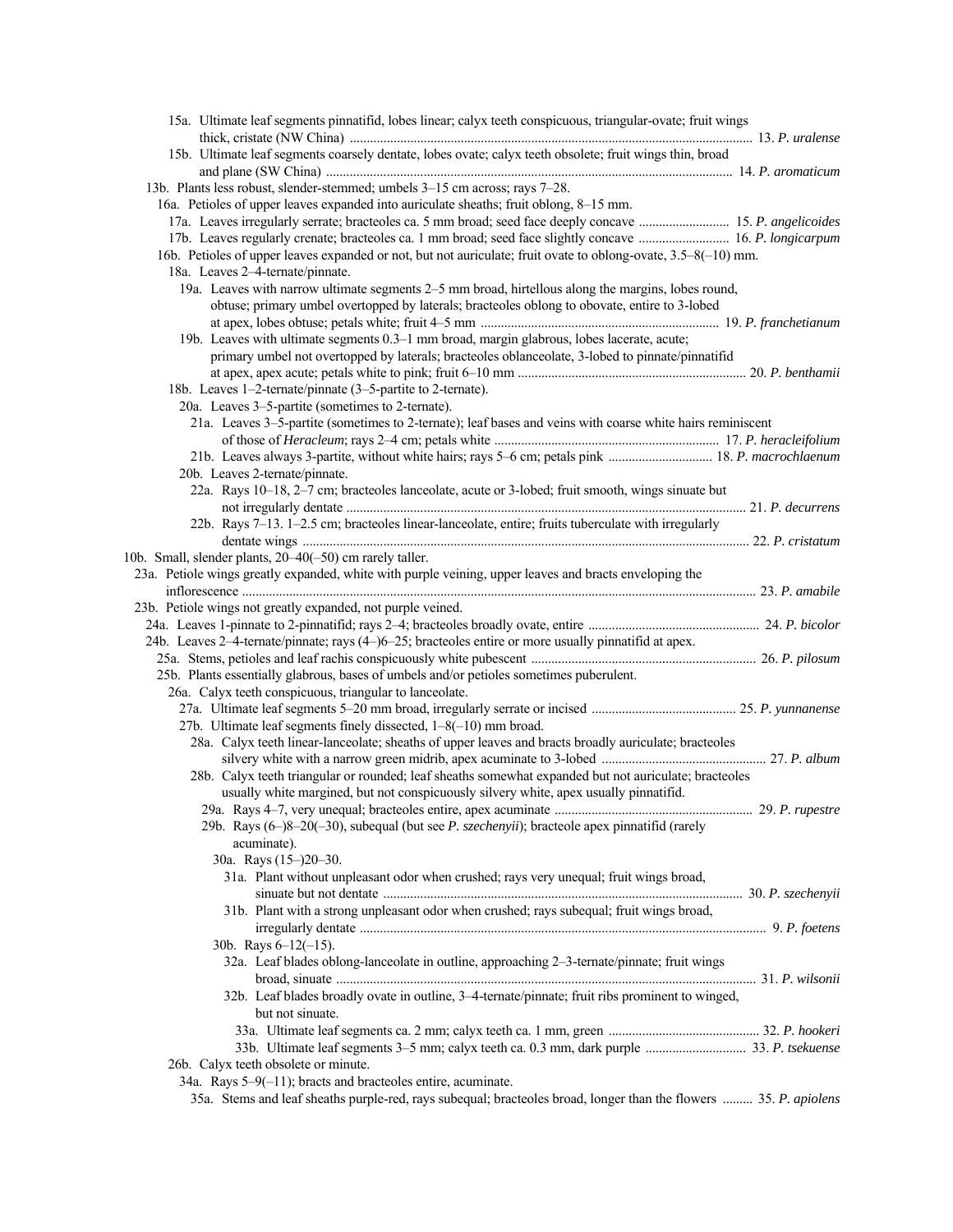15a. Ultimate leaf segments pinnatifid, lobes linear; calyx teeth conspicuous, triangular-ovate; fruit wings thick, cristate (NW China) ........ 13. *P. uralense*

15b. Ultimate leaf segments coarsely dentate, lobes ovate; calyx teeth obsolete; fruit wings thin, broad and plane (SW China) ........ 14. *P. aromaticum*

13b. Plants less robust, slender-stemmed; umbels 3–15 cm across; rays 7–28.

16a. Petioles of upper leaves expanded into auriculate sheaths; fruit oblong, 8–15 mm.

17a. Leaves irregularly serrate; bracteoles ca. 5 mm broad; seed face deeply concave ........ 15. *P. angelicoides*

17b. Leaves regularly crenate; bracteoles ca. 1 mm broad; seed face slightly concave ........ 16. *P. longicarpum*

16b. Petioles of upper leaves expanded or not, but not auriculate; fruit ovate to oblong-ovate, 3.5–8(–10) mm.

18a. Leaves 2–4-ternate/pinnate.

19a. Leaves with narrow ultimate segments 2–5 mm broad, hirtellous along the margins, lobes round, obtuse; primary umbel overtopped by laterals; bracteoles oblong to obovate, entire to 3-lobed at apex, lobes obtuse; petals white; fruit 4–5 mm ........ 19. *P. franchetianum*

19b. Leaves with ultimate segments 0.3–1 mm broad, margin glabrous, lobes lacerate, acute; primary umbel not overtopped by laterals; bracteoles oblanceolate, 3-lobed to pinnate/pinnatifid at apex, apex acute; petals white to pink; fruit 6–10 mm ........ 20. *P. benthamii*

18b. Leaves 1–2-ternate/pinnate (3–5-partite to 2-ternate).

20a. Leaves 3–5-partite (sometimes to 2-ternate).

21a. Leaves 3–5-partite (sometimes to 2-ternate); leaf bases and veins with coarse white hairs reminiscent of those of *Heracleum*; rays 2–4 cm; petals white ........ 17. *P. heracleifolium*

21b. Leaves always 3-partite, without white hairs; rays 5–6 cm; petals pink ........ 18. *P. macrochlaenum*

20b. Leaves 2-ternate/pinnate.

22a. Rays 10–18, 2–7 cm; bracteoles lanceolate, acute or 3-lobed; fruit smooth, wings sinuate but not irregularly dentate ........ 21. *P. decurrens*

22b. Rays 7–13. 1–2.5 cm; bracteoles linear-lanceolate, entire; fruits tuberculate with irregularly dentate wings ........ 22. *P. cristatum*

10b. Small, slender plants, 20–40(–50) cm rarely taller.

23a. Petiole wings greatly expanded, white with purple veining, upper leaves and bracts enveloping the inflorescence ........ 23. *P. amabile*

23b. Petiole wings not greatly expanded, not purple veined.

24a. Leaves 1-pinnate to 2-pinnatifid; rays 2–4; bracteoles broadly ovate, entire ........ 24. *P. bicolor*

24b. Leaves 2–4-ternate/pinnate; rays (4–)6–25; bracteoles entire or more usually pinnatifid at apex.

25a. Stems, petioles and leaf rachis conspicuously white pubescent ........ 26. *P. pilosum*

25b. Plants essentially glabrous, bases of umbels and/or petioles sometimes puberulent.

26a. Calyx teeth conspicuous, triangular to lanceolate.

27a. Ultimate leaf segments 5–20 mm broad, irregularly serrate or incised ........ 25. *P. yunnanense*

27b. Ultimate leaf segments finely dissected, 1–8(–10) mm broad.

28a. Calyx teeth linear-lanceolate; sheaths of upper leaves and bracts broadly auriculate; bracteoles silvery white with a narrow green midrib, apex acuminate to 3-lobed ........ 27. *P. album*

28b. Calyx teeth triangular or rounded; leaf sheaths somewhat expanded but not auriculate; bracteoles usually white margined, but not conspicuously silvery white, apex usually pinnatifid.

29a. Rays 4–7, very unequal; bracteoles entire, apex acuminate ........ 29. *P. rupestre*

29b. Rays (6–)8–20(–30), subequal (but see *P. szechenyii*); bracteole apex pinnatifid (rarely acuminate).

30a. Rays (15–)20–30.

31a. Plant without unpleasant odor when crushed; rays very unequal; fruit wings broad, sinuate but not dentate ........ 30. *P. szechenyii*

31b. Plant with a strong unpleasant odor when crushed; rays subequal; fruit wings broad, irregularly dentate ........ 9. *P. foetens*

30b. Rays 6–12(–15).

32a. Leaf blades oblong-lanceolate in outline, approaching 2–3-ternate/pinnate; fruit wings broad, sinuate ........ 31. *P. wilsonii*

32b. Leaf blades broadly ovate in outline, 3–4-ternate/pinnate; fruit ribs prominent to winged, but not sinuate.

33a. Ultimate leaf segments ca. 2 mm; calyx teeth ca. 1 mm, green ........ 32. *P. hookeri*

33b. Ultimate leaf segments 3–5 mm; calyx teeth ca. 0.3 mm, dark purple ........ 33. *P. tsekuense*

26b. Calyx teeth obsolete or minute.

34a. Rays 5–9(–11); bracts and bracteoles entire, acuminate.

35a. Stems and leaf sheaths purple-red, rays subequal; bracteoles broad, longer than the flowers ........ 35. *P. apiolens*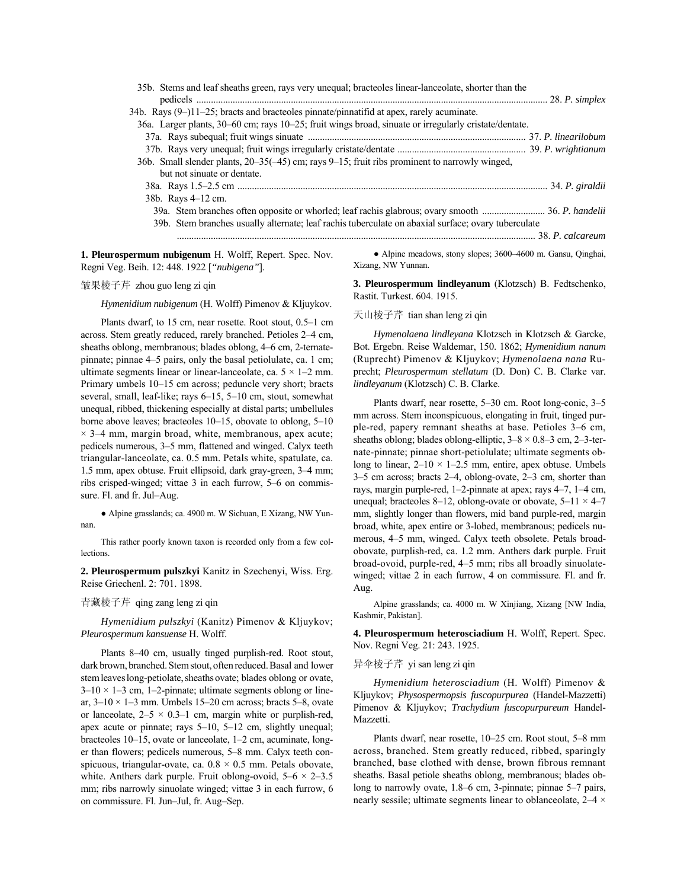35b. Stems and leaf sheaths green, rays very unequal; bracteoles linear-lanceolate, shorter than the pedicels ............................................................................................................................................ 28. *P. simplex*

34b. Rays (9–)11–25; bracts and bracteoles pinnate/pinnatifid at apex, rarely acuminate.

36a. Larger plants, 30–60 cm; rays 10–25; fruit wings broad, sinuate or irregularly cristate/dentate.

37a. Rays subequal; fruit wings sinuate ........................................................................................ 37. *P. linearilobum*

37b. Rays very unequal; fruit wings irregularly cristate/dentate .................................................... 39. *P. wrightianum*

36b. Small slender plants, 20–35(–45) cm; rays 9–15; fruit ribs prominent to narrowly winged, but not sinuate or dentate.

38a. Rays 1.5–2.5 cm ............................................................................................................................. 34. *P. giraldii*

38b. Rays 4–12 cm.

39a. Stem branches often opposite or whorled; leaf rachis glabrous; ovary smooth .......................... 36. *P. handelii*

39b. Stem branches usually alternate; leaf rachis tuberculate on abaxial surface; ovary tuberculate ................................................................................................................................................ 38. *P. calcareum*

**1. Pleurospermum nubigenum** H. Wolff, Repert. Spec. Nov. Regni Veg. Beih. 12: 448. 1922 [*"nubigena"*].

皱果棱子芹 zhou guo leng zi qin

*Hymenidium nubigenum* (H. Wolff) Pimenov & Kljuykov.

Plants dwarf, to 15 cm, near rosette. Root stout, 0.5–1 cm across. Stem greatly reduced, rarely branched. Petioles 2–4 cm, sheaths oblong, membranous; blades oblong, 4–6 cm, 2-ternate-pinnate; pinnae 4–5 pairs, only the basal petiolulate, ca. 1 cm; ultimate segments linear or linear-lanceolate, ca. 5 × 1–2 mm. Primary umbels 10–15 cm across; peduncle very short; bracts several, small, leaf-like; rays 6–15, 5–10 cm, stout, somewhat unequal, ribbed, thickening especially at distal parts; umbellules borne above leaves; bracteoles 10–15, obovate to oblong, 5–10 × 3–4 mm, margin broad, white, membranous, apex acute; pedicels numerous, 3–5 mm, flattened and winged. Calyx teeth triangular-lanceolate, ca. 0.5 mm. Petals white, spatulate, ca. 1.5 mm, apex obtuse. Fruit ellipsoid, dark gray-green, 3–4 mm; ribs crisped-winged; vittae 3 in each furrow, 5–6 on commissure. Fl. and fr. Jul–Aug.

● Alpine grasslands; ca. 4900 m. W Sichuan, E Xizang, NW Yunnan.

This rather poorly known taxon is recorded only from a few collections.

**2. Pleurospermum pulszkyi** Kanitz in Szechenyi, Wiss. Erg. Reise Griechenl. 2: 701. 1898.

青藏棱子芹 qing zang leng zi qin

*Hymenidium pulszkyi* (Kanitz) Pimenov & Kljuykov; *Pleurospermum kansuense* H. Wolff.

Plants 8–40 cm, usually tinged purplish-red. Root stout, dark brown, branched. Stem stout, often reduced. Basal and lower stem leaves long-petiolate, sheaths ovate; blades oblong or ovate, 3–10 × 1–3 cm, 1–2-pinnate; ultimate segments oblong or linear, 3–10 × 1–3 mm. Umbels 15–20 cm across; bracts 5–8, ovate or lanceolate, 2–5 × 0.3–1 cm, margin white or purplish-red, apex acute or pinnate; rays 5–10, 5–12 cm, slightly unequal; bracteoles 10–15, ovate or lanceolate, 1–2 cm, acuminate, longer than flowers; pedicels numerous, 5–8 mm. Calyx teeth conspicuous, triangular-ovate, ca. 0.8 × 0.5 mm. Petals obovate, white. Anthers dark purple. Fruit oblong-ovoid, 5–6 × 2–3.5 mm; ribs narrowly sinuolate winged; vittae 3 in each furrow, 6 on commissure. Fl. Jun–Jul, fr. Aug–Sep.

● Alpine meadows, stony slopes; 3600–4600 m. Gansu, Qinghai, Xizang, NW Yunnan.

**3. Pleurospermum lindleyanum** (Klotzsch) B. Fedtschenko, Rastit. Turkest. 604. 1915.

天山棱子芹 tian shan leng zi qin

*Hymenolaena lindleyana* Klotzsch in Klotzsch & Garcke, Bot. Ergebn. Reise Waldemar, 150. 1862; *Hymenidium nanum* (Ruprecht) Pimenov & Kljuykov; *Hymenolaena nana* Ruprecht; *Pleurospermum stellatum* (D. Don) C. B. Clarke var. *lindleyanum* (Klotzsch) C. B. Clarke.

Plants dwarf, near rosette, 5–30 cm. Root long-conic, 3–5 mm across. Stem inconspicuous, elongating in fruit, tinged purple-red, papery remnant sheaths at base. Petioles 3–6 cm, sheaths oblong; blades oblong-elliptic, 3–8 × 0.8–3 cm, 2–3-ternate-pinnate; pinnae short-petiolulate; ultimate segments oblong to linear, 2–10 × 1–2.5 mm, entire, apex obtuse. Umbels 3–5 cm across; bracts 2–4, oblong-ovate, 2–3 cm, shorter than rays, margin purple-red, 1–2-pinnate at apex; rays 4–7, 1–4 cm, unequal; bracteoles 8–12, oblong-ovate or obovate, 5–11 × 4–7 mm, slightly longer than flowers, mid band purple-red, margin broad, white, apex entire or 3-lobed, membranous; pedicels numerous, 4–5 mm, winged. Calyx teeth obsolete. Petals broad-obovate, purplish-red, ca. 1.2 mm. Anthers dark purple. Fruit broad-ovoid, purple-red, 4–5 mm; ribs all broadly sinuolate-winged; vittae 2 in each furrow, 4 on commissure. Fl. and fr. Aug.

Alpine grasslands; ca. 4000 m. W Xinjiang, Xizang [NW India, Kashmir, Pakistan].

**4. Pleurospermum heterosciadium** H. Wolff, Repert. Spec. Nov. Regni Veg. 21: 243. 1925.

异伞棱子芹 yi san leng zi qin

*Hymenidium heterosciadium* (H. Wolff) Pimenov & Kljuykov; *Physospermopsis fuscopurpurea* (Handel-Mazzetti) Pimenov & Kljuykov; *Trachydium fuscopurpureum* Handel-Mazzetti.

Plants dwarf, near rosette, 10–25 cm. Root stout, 5–8 mm across, branched. Stem greatly reduced, ribbed, sparingly branched, base clothed with dense, brown fibrous remnant sheaths. Basal petiole sheaths oblong, membranous; blades oblong to narrowly ovate, 1.8–6 cm, 3-pinnate; pinnae 5–7 pairs, nearly sessile; ultimate segments linear to oblanceolate, 2–4 ×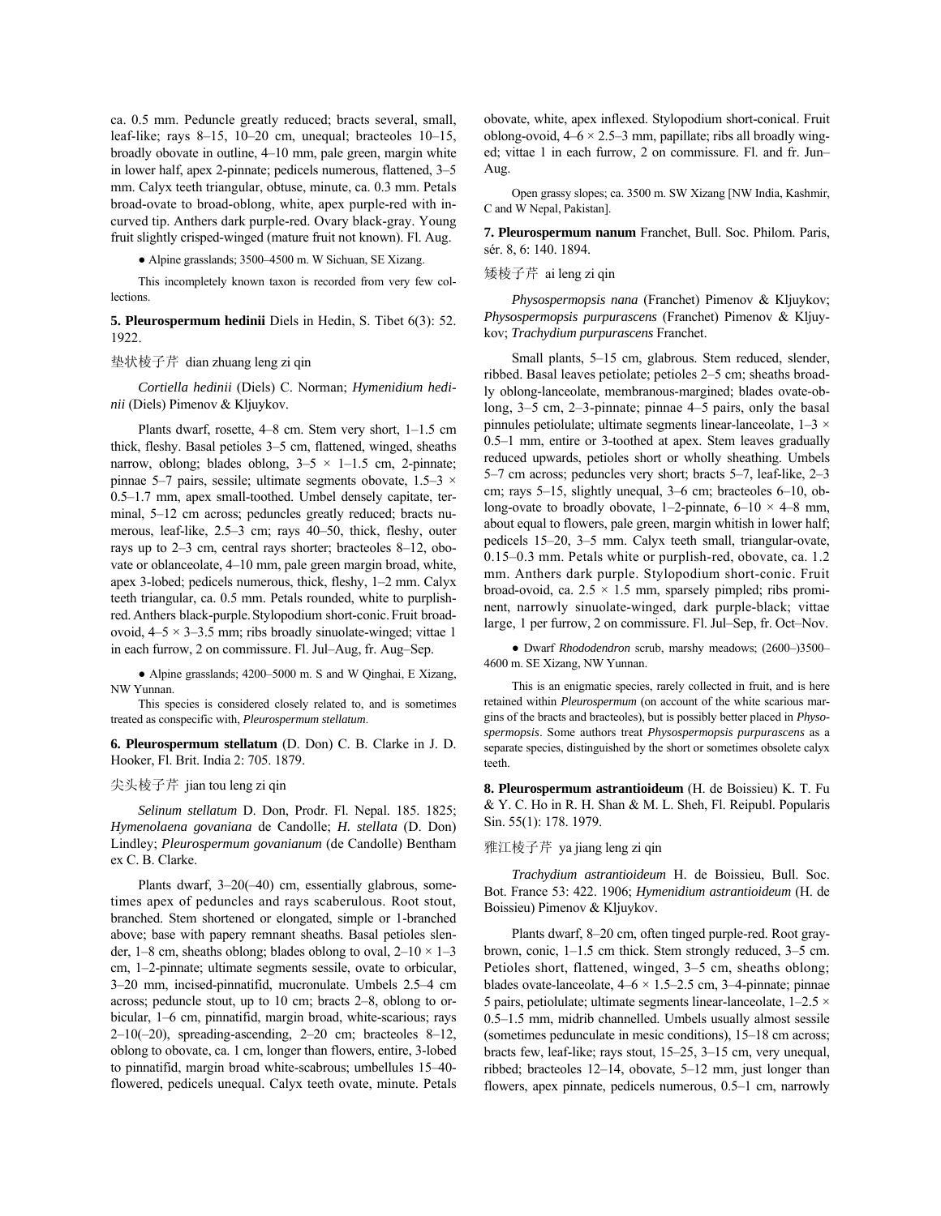ca. 0.5 mm. Peduncle greatly reduced; bracts several, small, leaf-like; rays 8–15, 10–20 cm, unequal; bracteoles 10–15, broadly obovate in outline, 4–10 mm, pale green, margin white in lower half, apex 2-pinnate; pedicels numerous, flattened, 3–5 mm. Calyx teeth triangular, obtuse, minute, ca. 0.3 mm. Petals broad-ovate to broad-oblong, white, apex purple-red with incurved tip. Anthers dark purple-red. Ovary black-gray. Young fruit slightly crisped-winged (mature fruit not known). Fl. Aug.

● Alpine grasslands; 3500–4500 m. W Sichuan, SE Xizang.

This incompletely known taxon is recorded from very few collections.

**5. Pleurospermum hedinii** Diels in Hedin, S. Tibet 6(3): 52. 1922.

垫状棱子芹 dian zhuang leng zi qin

*Cortiella hedinii* (Diels) C. Norman; *Hymenidium hedinii* (Diels) Pimenov & Kljuykov.

Plants dwarf, rosette, 4–8 cm. Stem very short, 1–1.5 cm thick, fleshy. Basal petioles 3–5 cm, flattened, winged, sheaths narrow, oblong; blades oblong, 3–5 × 1–1.5 cm, 2-pinnate; pinnae 5–7 pairs, sessile; ultimate segments obovate, 1.5–3 × 0.5–1.7 mm, apex small-toothed. Umbel densely capitate, terminal, 5–12 cm across; peduncles greatly reduced; bracts numerous, leaf-like, 2.5–3 cm; rays 40–50, thick, fleshy, outer rays up to 2–3 cm, central rays shorter; bracteoles 8–12, obovate or oblanceolate, 4–10 mm, pale green margin broad, white, apex 3-lobed; pedicels numerous, thick, fleshy, 1–2 mm. Calyx teeth triangular, ca. 0.5 mm. Petals rounded, white to purplish-red. Anthers black-purple. Stylopodium short-conic. Fruit broad-ovoid, 4–5 × 3–3.5 mm; ribs broadly sinuolate-winged; vittae 1 in each furrow, 2 on commissure. Fl. Jul–Aug, fr. Aug–Sep.

● Alpine grasslands; 4200–5000 m. S and W Qinghai, E Xizang, NW Yunnan.

This species is considered closely related to, and is sometimes treated as conspecific with, *Pleurospermum stellatum*.

**6. Pleurospermum stellatum** (D. Don) C. B. Clarke in J. D. Hooker, Fl. Brit. India 2: 705. 1879.

尖头棱子芹 jian tou leng zi qin

*Selinum stellatum* D. Don, Prodr. Fl. Nepal. 185. 1825; *Hymenolaena govaniana* de Candolle; *H. stellata* (D. Don) Lindley; *Pleurospermum govanianum* (de Candolle) Bentham ex C. B. Clarke.

Plants dwarf, 3–20(–40) cm, essentially glabrous, sometimes apex of peduncles and rays scaberulous. Root stout, branched. Stem shortened or elongated, simple or 1-branched above; base with papery remnant sheaths. Basal petioles slender, 1–8 cm, sheaths oblong; blades oblong to oval, 2–10 × 1–3 cm, 1–2-pinnate; ultimate segments sessile, ovate to orbicular, 3–20 mm, incised-pinnatifid, mucronulate. Umbels 2.5–4 cm across; peduncle stout, up to 10 cm; bracts 2–8, oblong to orbicular, 1–6 cm, pinnatifid, margin broad, white-scarious; rays 2–10(–20), spreading-ascending, 2–20 cm; bracteoles 8–12, oblong to obovate, ca. 1 cm, longer than flowers, entire, 3-lobed to pinnatifid, margin broad white-scabrous; umbellules 15–40-flowered, pedicels unequal. Calyx teeth ovate, minute. Petals obovate, white, apex inflexed. Stylopodium short-conical. Fruit oblong-ovoid, 4–6 × 2.5–3 mm, papillate; ribs all broadly winged; vittae 1 in each furrow, 2 on commissure. Fl. and fr. Jun–Aug.

Open grassy slopes; ca. 3500 m. SW Xizang [NW India, Kashmir, C and W Nepal, Pakistan].

**7. Pleurospermum nanum** Franchet, Bull. Soc. Philom. Paris, sér. 8, 6: 140. 1894.

矮棱子芹 ai leng zi qin

*Physospermopsis nana* (Franchet) Pimenov & Kljuykov; *Physospermopsis purpurascens* (Franchet) Pimenov & Kljuykov; *Trachydium purpurascens* Franchet.

Small plants, 5–15 cm, glabrous. Stem reduced, slender, ribbed. Basal leaves petiolate; petioles 2–5 cm; sheaths broadly oblong-lanceolate, membranous-margined; blades ovate-oblong, 3–5 cm, 2–3-pinnate; pinnae 4–5 pairs, only the basal pinnules petiolulate; ultimate segments linear-lanceolate, 1–3 × 0.5–1 mm, entire or 3-toothed at apex. Stem leaves gradually reduced upwards, petioles short or wholly sheathing. Umbels 5–7 cm across; peduncles very short; bracts 5–7, leaf-like, 2–3 cm; rays 5–15, slightly unequal, 3–6 cm; bracteoles 6–10, oblong-ovate to broadly obovate, 1–2-pinnate, 6–10 × 4–8 mm, about equal to flowers, pale green, margin whitish in lower half; pedicels 15–20, 3–5 mm. Calyx teeth small, triangular-ovate, 0.15–0.3 mm. Petals white or purplish-red, obovate, ca. 1.2 mm. Anthers dark purple. Stylopodium short-conic. Fruit broad-ovoid, ca. 2.5 × 1.5 mm, sparsely pimpled; ribs prominent, narrowly sinuolate-winged, dark purple-black; vittae large, 1 per furrow, 2 on commissure. Fl. Jul–Sep, fr. Oct–Nov.

● Dwarf *Rhododendron* scrub, marshy meadows; (2600–)3500–4600 m. SE Xizang, NW Yunnan.

This is an enigmatic species, rarely collected in fruit, and is here retained within *Pleurospermum* (on account of the white scarious margins of the bracts and bracteoles), but is possibly better placed in *Physospermopsis*. Some authors treat *Physospermopsis purpurascens* as a separate species, distinguished by the short or sometimes obsolete calyx teeth.

**8. Pleurospermum astrantioideum** (H. de Boissieu) K. T. Fu & Y. C. Ho in R. H. Shan & M. L. Sheh, Fl. Reipubl. Popularis Sin. 55(1): 178. 1979.

雅江棱子芹 ya jiang leng zi qin

*Trachydium astrantioideum* H. de Boissieu, Bull. Soc. Bot. France 53: 422. 1906; *Hymenidium astrantioideum* (H. de Boissieu) Pimenov & Kljuykov.

Plants dwarf, 8–20 cm, often tinged purple-red. Root gray-brown, conic, 1–1.5 cm thick. Stem strongly reduced, 3–5 cm. Petioles short, flattened, winged, 3–5 cm, sheaths oblong; blades ovate-lanceolate, 4–6 × 1.5–2.5 cm, 3–4-pinnate; pinnae 5 pairs, petiolulate; ultimate segments linear-lanceolate, 1–2.5 × 0.5–1.5 mm, midrib channelled. Umbels usually almost sessile (sometimes pedunculate in mesic conditions), 15–18 cm across; bracts few, leaf-like; rays stout, 15–25, 3–15 cm, very unequal, ribbed; bracteoles 12–14, obovate, 5–12 mm, just longer than flowers, apex pinnate, pedicels numerous, 0.5–1 cm, narrowly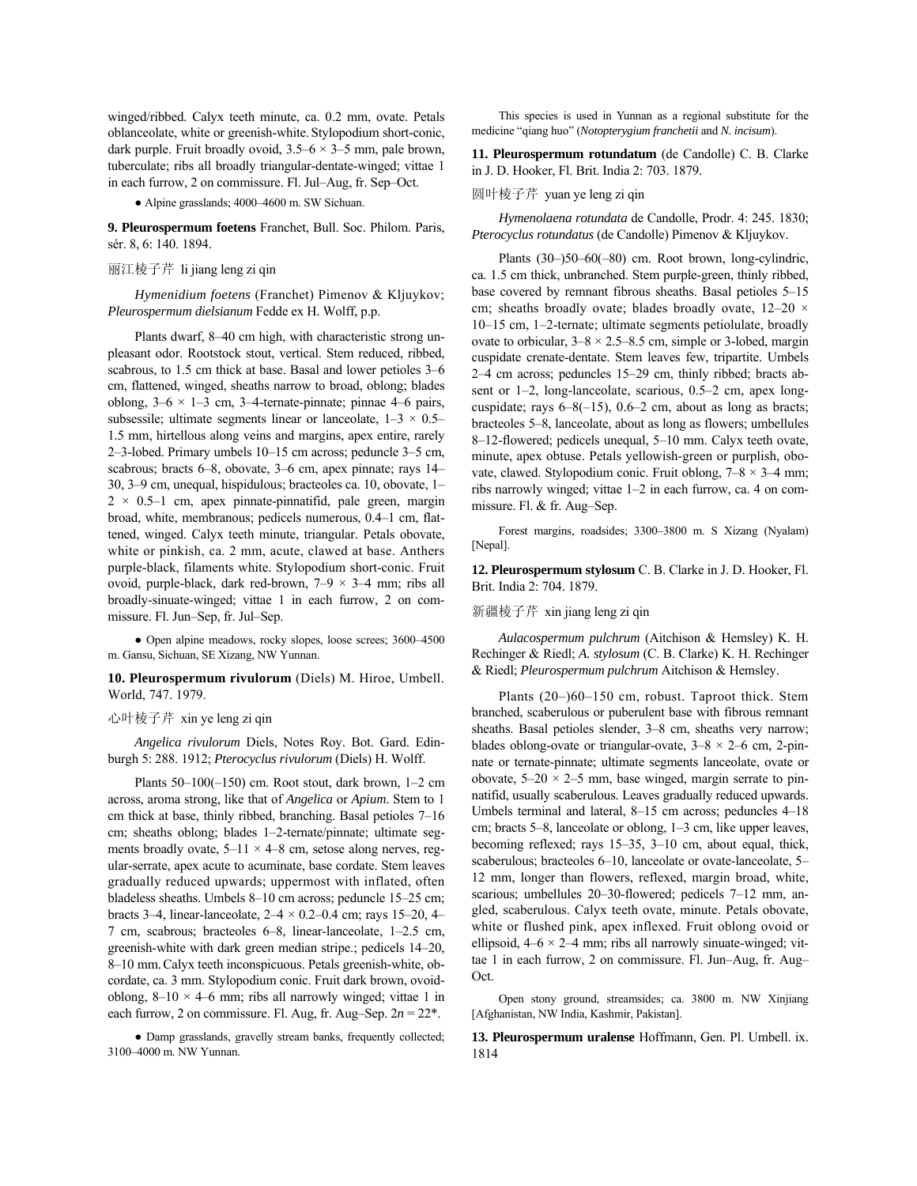winged/ribbed. Calyx teeth minute, ca. 0.2 mm, ovate. Petals oblanceolate, white or greenish-white. Stylopodium short-conic, dark purple. Fruit broadly ovoid, 3.5–6 × 3–5 mm, pale brown, tuberculate; ribs all broadly triangular-dentate-winged; vittae 1 in each furrow, 2 on commissure. Fl. Jul–Aug, fr. Sep–Oct.

● Alpine grasslands; 4000–4600 m. SW Sichuan.

**9. Pleurospermum foetens** Franchet, Bull. Soc. Philom. Paris, sér. 8, 6: 140. 1894.

丽江棱子芹 li jiang leng zi qin

*Hymenidium foetens* (Franchet) Pimenov & Kljuykov; *Pleurospermum dielsianum* Fedde ex H. Wolff, p.p.

Plants dwarf, 8–40 cm high, with characteristic strong unpleasant odor. Rootstock stout, vertical. Stem reduced, ribbed, scabrous, to 1.5 cm thick at base. Basal and lower petioles 3–6 cm, flattened, winged, sheaths narrow to broad, oblong; blades oblong, 3–6 × 1–3 cm, 3–4-ternate-pinnate; pinnae 4–6 pairs, subsessile; ultimate segments linear or lanceolate, 1–3 × 0.5–1.5 mm, hirtellous along veins and margins, apex entire, rarely 2–3-lobed. Primary umbels 10–15 cm across; peduncle 3–5 cm, scabrous; bracts 6–8, obovate, 3–6 cm, apex pinnate; rays 14–30, 3–9 cm, unequal, hispidulous; bracteoles ca. 10, obovate, 1–2 × 0.5–1 cm, apex pinnate-pinnatifid, pale green, margin broad, white, membranous; pedicels numerous, 0.4–1 cm, flattened, winged. Calyx teeth minute, triangular. Petals obovate, white or pinkish, ca. 2 mm, acute, clawed at base. Anthers purple-black, filaments white. Stylopodium short-conic. Fruit ovoid, purple-black, dark red-brown, 7–9 × 3–4 mm; ribs all broadly-sinuate-winged; vittae 1 in each furrow, 2 on commissure. Fl. Jun–Sep, fr. Jul–Sep.

● Open alpine meadows, rocky slopes, loose screes; 3600–4500 m. Gansu, Sichuan, SE Xizang, NW Yunnan.

**10. Pleurospermum rivulorum** (Diels) M. Hiroe, Umbell. World, 747. 1979.

心叶棱子芹 xin ye leng zi qin

*Angelica rivulorum* Diels, Notes Roy. Bot. Gard. Edinburgh 5: 288. 1912; *Pterocyclus rivulorum* (Diels) H. Wolff.

Plants 50–100(–150) cm. Root stout, dark brown, 1–2 cm across, aroma strong, like that of *Angelica* or *Apium*. Stem to 1 cm thick at base, thinly ribbed, branching. Basal petioles 7–16 cm; sheaths oblong; blades 1–2-ternate/pinnate; ultimate segments broadly ovate, 5–11 × 4–8 cm, setose along nerves, regular-serrate, apex acute to acuminate, base cordate. Stem leaves gradually reduced upwards; uppermost with inflated, often bladeless sheaths. Umbels 8–10 cm across; peduncle 15–25 cm; bracts 3–4, linear-lanceolate, 2–4 × 0.2–0.4 cm; rays 15–20, 4–7 cm, scabrous; bracteoles 6–8, linear-lanceolate, 1–2.5 cm, greenish-white with dark green median stripe.; pedicels 14–20, 8–10 mm. Calyx teeth inconspicuous. Petals greenish-white, obcordate, ca. 3 mm. Stylopodium conic. Fruit dark brown, ovoid-oblong, 8–10 × 4–6 mm; ribs all narrowly winged; vittae 1 in each furrow, 2 on commissure. Fl. Aug, fr. Aug–Sep. $2n = 22$*.

● Damp grasslands, gravelly stream banks, frequently collected; 3100–4000 m. NW Yunnan.

This species is used in Yunnan as a regional substitute for the medicine “qiang huo” (*Notopterygium franchetii* and *N. incisum*).

**11. Pleurospermum rotundatum** (de Candolle) C. B. Clarke in J. D. Hooker, Fl. Brit. India 2: 703. 1879.

圆叶棱子芹 yuan ye leng zi qin

*Hymenolaena rotundata* de Candolle, Prodr. 4: 245. 1830; *Pterocyclus rotundatus* (de Candolle) Pimenov & Kljuykov.

Plants (30–)50–60(–80) cm. Root brown, long-cylindric, ca. 1.5 cm thick, unbranched. Stem purple-green, thinly ribbed, base covered by remnant fibrous sheaths. Basal petioles 5–15 cm; sheaths broadly ovate; blades broadly ovate, 12–20 × 10–15 cm, 1–2-ternate; ultimate segments petiolulate, broadly ovate to orbicular, 3–8 × 2.5–8.5 cm, simple or 3-lobed, margin cuspidate crenate-dentate. Stem leaves few, tripartite. Umbels 2–4 cm across; peduncles 15–29 cm, thinly ribbed; bracts absent or 1–2, long-lanceolate, scarious, 0.5–2 cm, apex long-cuspidate; rays 6–8(–15), 0.6–2 cm, about as long as bracts; bracteoles 5–8, lanceolate, about as long as flowers; umbellules 8–12-flowered; pedicels unequal, 5–10 mm. Calyx teeth ovate, minute, apex obtuse. Petals yellowish-green or purplish, obovate, clawed. Stylopodium conic. Fruit oblong, 7–8 × 3–4 mm; ribs narrowly winged; vittae 1–2 in each furrow, ca. 4 on commissure. Fl. & fr. Aug–Sep.

Forest margins, roadsides; 3300–3800 m. S Xizang (Nyalam) [Nepal].

**12. Pleurospermum stylosum** C. B. Clarke in J. D. Hooker, Fl. Brit. India 2: 704. 1879.

新疆棱子芹 xin jiang leng zi qin

*Aulacospermum pulchrum* (Aitchison & Hemsley) K. H. Rechinger & Riedl; *A. stylosum* (C. B. Clarke) K. H. Rechinger & Riedl; *Pleurospermum pulchrum* Aitchison & Hemsley.

Plants (20–)60–150 cm, robust. Taproot thick. Stem branched, scaberulous or puberulent base with fibrous remnant sheaths. Basal petioles slender, 3–8 cm, sheaths very narrow; blades oblong-ovate or triangular-ovate, 3–8 × 2–6 cm, 2-pinnate or ternate-pinnate; ultimate segments lanceolate, ovate or obovate, 5–20 × 2–5 mm, base winged, margin serrate to pinnatifid, usually scaberulous. Leaves gradually reduced upwards. Umbels terminal and lateral, 8–15 cm across; peduncles 4–18 cm; bracts 5–8, lanceolate or oblong, 1–3 cm, like upper leaves, becoming reflexed; rays 15–35, 3–10 cm, about equal, thick, scaberulous; bracteoles 6–10, lanceolate or ovate-lanceolate, 5–12 mm, longer than flowers, reflexed, margin broad, white, scarious; umbellules 20–30-flowered; pedicels 7–12 mm, angled, scaberulous. Calyx teeth ovate, minute. Petals obovate, white or flushed pink, apex inflexed. Fruit oblong ovoid or ellipsoid, 4–6 × 2–4 mm; ribs all narrowly sinuate-winged; vittae 1 in each furrow, 2 on commissure. Fl. Jun–Aug, fr. Aug–Oct.

Open stony ground, streamsides; ca. 3800 m. NW Xinjiang [Afghanistan, NW India, Kashmir, Pakistan].

**13. Pleurospermum uralense** Hoffmann, Gen. Pl. Umbell. ix. 1814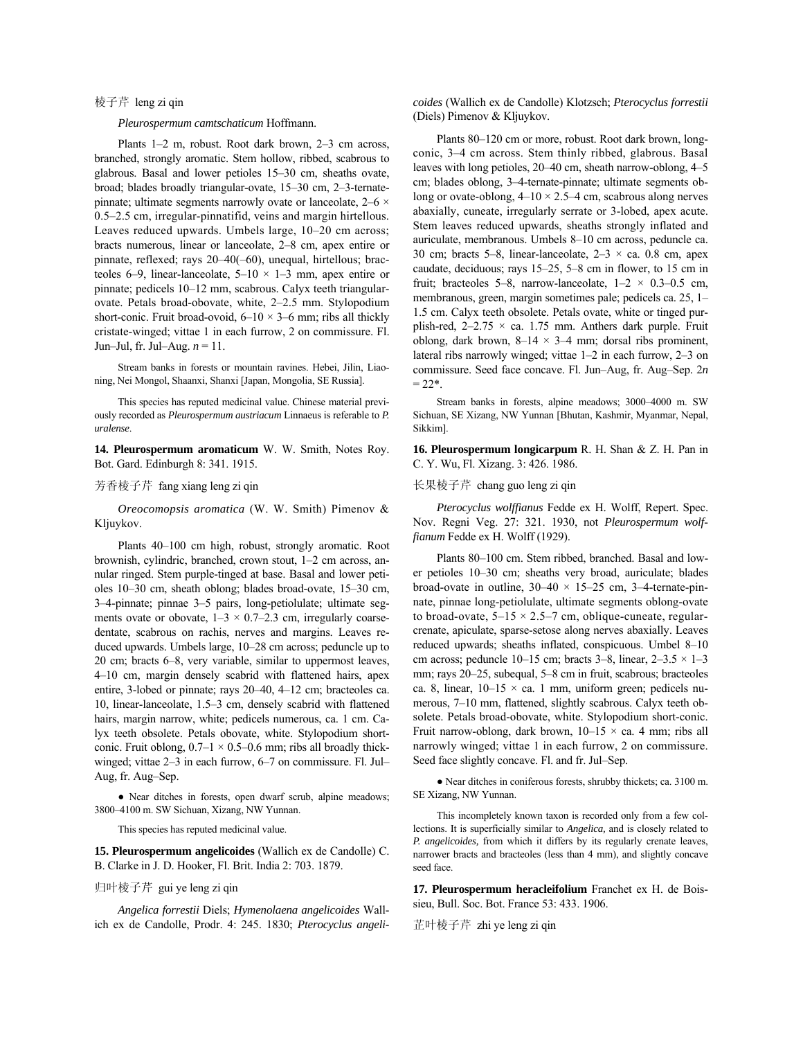棱子芹 leng zi qin

*Pleurospermum camtschaticum* Hoffmann.

Plants 1–2 m, robust. Root dark brown, 2–3 cm across, branched, strongly aromatic. Stem hollow, ribbed, scabrous to glabrous. Basal and lower petioles 15–30 cm, sheaths ovate, broad; blades broadly triangular-ovate, 15–30 cm, 2–3-ternate-pinnate; ultimate segments narrowly ovate or lanceolate, 2–6 × 0.5–2.5 cm, irregular-pinnatifid, veins and margin hirtellous. Leaves reduced upwards. Umbels large, 10–20 cm across; bracts numerous, linear or lanceolate, 2–8 cm, apex entire or pinnate, reflexed; rays 20–40(–60), unequal, hirtellous; bracteoles 6–9, linear-lanceolate, 5–10 × 1–3 mm, apex entire or pinnate; pedicels 10–12 mm, scabrous. Calyx teeth triangular-ovate. Petals broad-obovate, white, 2–2.5 mm. Stylopodium short-conic. Fruit broad-ovoid, 6–10 × 3–6 mm; ribs all thickly cristate-winged; vittae 1 in each furrow, 2 on commissure. Fl. Jun–Jul, fr. Jul–Aug. $n = 11$.

Stream banks in forests or mountain ravines. Hebei, Jilin, Liaoning, Nei Mongol, Shaanxi, Shanxi [Japan, Mongolia, SE Russia].

This species has reputed medicinal value. Chinese material previously recorded as *Pleurospermum austriacum* Linnaeus is referable to *P. uralense*.

**14. Pleurospermum aromaticum** W. W. Smith, Notes Roy. Bot. Gard. Edinburgh 8: 341. 1915.

芳香棱子芹 fang xiang leng zi qin

*Oreocomopsis aromatica* (W. W. Smith) Pimenov & Kljuykov.

Plants 40–100 cm high, robust, strongly aromatic. Root brownish, cylindric, branched, crown stout, 1–2 cm across, annular ringed. Stem purple-tinged at base. Basal and lower petioles 10–30 cm, sheath oblong; blades broad-ovate, 15–30 cm, 3–4-pinnate; pinnae 3–5 pairs, long-petiolulate; ultimate segments ovate or obovate, 1–3 × 0.7–2.3 cm, irregularly coarse-dentate, scabrous on rachis, nerves and margins. Leaves reduced upwards. Umbels large, 10–28 cm across; peduncle up to 20 cm; bracts 6–8, very variable, similar to uppermost leaves, 4–10 cm, margin densely scabrid with flattened hairs, apex entire, 3-lobed or pinnate; rays 20–40, 4–12 cm; bracteoles ca. 10, linear-lanceolate, 1.5–3 cm, densely scabrid with flattened hairs, margin narrow, white; pedicels numerous, ca. 1 cm. Calyx teeth obsolete. Petals obovate, white. Stylopodium short-conic. Fruit oblong, 0.7–1 × 0.5–0.6 mm; ribs all broadly thick-winged; vittae 2–3 in each furrow, 6–7 on commissure. Fl. Jul–Aug, fr. Aug–Sep.

● Near ditches in forests, open dwarf scrub, alpine meadows; 3800–4100 m. SW Sichuan, Xizang, NW Yunnan.

This species has reputed medicinal value.

**15. Pleurospermum angelicoides** (Wallich ex de Candolle) C. B. Clarke in J. D. Hooker, Fl. Brit. India 2: 703. 1879.

归叶棱子芹 gui ye leng zi qin

*Angelica forrestii* Diels; *Hymenolaena angelicoides* Wallich ex de Candolle, Prodr. 4: 245. 1830; *Pterocyclus angelicoides* (Wallich ex de Candolle) Klotzsch; *Pterocyclus forrestii* (Diels) Pimenov & Kljuykov.

Plants 80–120 cm or more, robust. Root dark brown, long-conic, 3–4 cm across. Stem thinly ribbed, glabrous. Basal leaves with long petioles, 20–40 cm, sheath narrow-oblong, 4–5 cm; blades oblong, 3–4-ternate-pinnate; ultimate segments oblong or ovate-oblong, 4–10 × 2.5–4 cm, scabrous along nerves abaxially, cuneate, irregularly serrate or 3-lobed, apex acute. Stem leaves reduced upwards, sheaths strongly inflated and auriculate, membranous. Umbels 8–10 cm across, peduncle ca. 30 cm; bracts 5–8, linear-lanceolate, 2–3 × ca. 0.8 cm, apex caudate, deciduous; rays 15–25, 5–8 cm in flower, to 15 cm in fruit; bracteoles 5–8, narrow-lanceolate, 1–2 × 0.3–0.5 cm, membranous, green, margin sometimes pale; pedicels ca. 25, 1–1.5 cm. Calyx teeth obsolete. Petals ovate, white or tinged purplish-red, 2–2.75 × ca. 1.75 mm. Anthers dark purple. Fruit oblong, dark brown, 8–14 × 3–4 mm; dorsal ribs prominent, lateral ribs narrowly winged; vittae 1–2 in each furrow, 2–3 on commissure. Seed face concave. Fl. Jun–Aug, fr. Aug–Sep. $2n = 22$*.

Stream banks in forests, alpine meadows; 3000–4000 m. SW Sichuan, SE Xizang, NW Yunnan [Bhutan, Kashmir, Myanmar, Nepal, Sikkim].

**16. Pleurospermum longicarpum** R. H. Shan & Z. H. Pan in C. Y. Wu, Fl. Xizang. 3: 426. 1986.

长果棱子芹 chang guo leng zi qin

*Pterocyclus wolffianus* Fedde ex H. Wolff, Repert. Spec. Nov. Regni Veg. 27: 321. 1930, not *Pleurospermum wolffianum* Fedde ex H. Wolff (1929).

Plants 80–100 cm. Stem ribbed, branched. Basal and lower petioles 10–30 cm; sheaths very broad, auriculate; blades broad-ovate in outline, 30–40 × 15–25 cm, 3–4-ternate-pinnate, pinnae long-petiolulate, ultimate segments oblong-ovate to broad-ovate, 5–15 × 2.5–7 cm, oblique-cuneate, regular-crenate, apiculate, sparse-setose along nerves abaxially. Leaves reduced upwards; sheaths inflated, conspicuous. Umbel 8–10 cm across; peduncle 10–15 cm; bracts 3–8, linear, 2–3.5 × 1–3 mm; rays 20–25, subequal, 5–8 cm in fruit, scabrous; bracteoles ca. 8, linear, 10–15 × ca. 1 mm, uniform green; pedicels numerous, 7–10 mm, flattened, slightly scabrous. Calyx teeth obsolete. Petals broad-obovate, white. Stylopodium short-conic. Fruit narrow-oblong, dark brown, 10–15 × ca. 4 mm; ribs all narrowly winged; vittae 1 in each furrow, 2 on commissure. Seed face slightly concave. Fl. and fr. Jul–Sep.

● Near ditches in coniferous forests, shrubby thickets; ca. 3100 m. SE Xizang, NW Yunnan.

This incompletely known taxon is recorded only from a few collections. It is superficially similar to *Angelica,* and is closely related to *P. angelicoides,* from which it differs by its regularly crenate leaves, narrower bracts and bracteoles (less than 4 mm), and slightly concave seed face.

**17. Pleurospermum heracleifolium** Franchet ex H. de Boissieu, Bull. Soc. Bot. France 53: 433. 1906.

芷叶棱子芹 zhi ye leng zi qin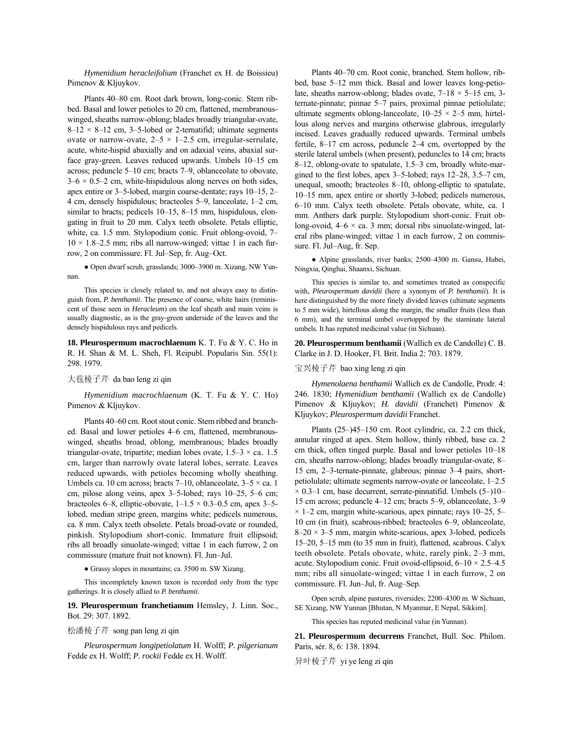*Hymenidium heracleifolium* (Franchet ex H. de Boissieu) Pimenov & Kljuykov.

Plants 40–80 cm. Root dark brown, long-conic. Stem ribbed. Basal and lower petioles to 20 cm, flattened, membranous-winged, sheaths narrow-oblong; blades broadly triangular-ovate, 8–12 × 8–12 cm, 3–5-lobed or 2-ternatifid; ultimate segments ovate or narrow-ovate, 2–5 × 1–2.5 cm, irregular-serrulate, acute, white-hispid abaxially and on adaxial veins, abaxial surface gray-green. Leaves reduced upwards. Umbels 10–15 cm across; peduncle 5–10 cm; bracts 7–9, oblanceolate to obovate, 3–6 × 0.5–2 cm, white-hispidulous along nerves on both sides, apex entire or 3–5-lobed, margin coarse-dentate; rays 10–15, 2–4 cm, densely hispidulous; bracteoles 5–9, lanceolate, 1–2 cm, similar to bracts; pedicels 10–15, 8–15 mm, hispidulous, elongating in fruit to 20 mm. Calyx teeth obsolete. Petals elliptic, white, ca. 1.5 mm. Stylopodium conic. Fruit oblong-ovoid, 7–10 × 1.8–2.5 mm; ribs all narrow-winged; vittae 1 in each furrow, 2 on commissure. Fl. Jul–Sep, fr. Aug–Oct.

● Open dwarf scrub, grasslands; 3000–3900 m. Xizang, NW Yunnan.

This species is closely related to, and not always easy to distinguish from, *P. benthamii*. The presence of coarse, white hairs (reminiscent of those seen in *Heracleum*) on the leaf sheath and main veins is usually diagnostic, as is the gray-green underside of the leaves and the densely hispidulous rays and pedicels.

**18. Pleurospermum macrochlaenum** K. T. Fu & Y. C. Ho in R. H. Shan & M. L. Sheh, Fl. Reipubl. Popularis Sin. 55(1): 298. 1979.

大苞棱子芹 da bao leng zi qin

*Hymenidium macrochlaenum* (K. T. Fu & Y. C. Ho) Pimenov & Kljuykov.

Plants 40–60 cm. Root stout conic. Stem ribbed and branched. Basal and lower petioles 4–6 cm, flattened, membranous-winged, sheaths broad, oblong, membranous; blades broadly triangular-ovate, tripartite; median lobes ovate, 1.5–3 × ca. 1.5 cm, larger than narrowly ovate lateral lobes, serrate. Leaves reduced upwards, with petioles becoming wholly sheathing. Umbels ca. 10 cm across; bracts 7–10, oblanceolate, 3–5 × ca. 1 cm, pilose along veins, apex 3–5-lobed; rays 10–25, 5–6 cm; bracteoles 6–8, elliptic-obovate, 1–1.5 × 0.3–0.5 cm, apex 3–5-lobed, median stripe green, margins white; pedicels numerous, ca. 8 mm. Calyx teeth obsolete. Petals broad-ovate or rounded, pinkish. Stylopodium short-conic. Immature fruit ellipsoid; ribs all broadly sinuolate-winged; vittae 1 in each furrow, 2 on commissure (mature fruit not known). Fl. Jun–Jul.

● Grassy slopes in mountains; ca. 3500 m. SW Xizang.

This incompletely known taxon is recorded only from the type gatherings. It is closely allied to *P. benthamii*.

**19. Pleurospermum franchetianum** Hemsley, J. Linn. Soc., Bot. 29: 307. 1892.

松潘棱子芹 song pan leng zi qin

*Pleurospermum longipetiolatum* H. Wolff; *P. pilgerianum* Fedde ex H. Wolff; *P. rockii* Fedde ex H. Wolff.

Plants 40–70 cm. Root conic, branched. Stem hollow, ribbed, base 5–12 mm thick. Basal and lower leaves long-petiolate, sheaths narrow-oblong; blades ovate, 7–18 × 5–15 cm, 3-ternate-pinnate; pinnae 5–7 pairs, proximal pinnae petiolulate; ultimate segments oblong-lanceolate, 10–25 × 2–5 mm, hirtellous along nerves and margins otherwise glabrous, irregularly incised. Leaves gradually reduced upwards. Terminal umbels fertile, 8–17 cm across, peduncle 2–4 cm, overtopped by the sterile lateral umbels (when present), peduncles to 14 cm; bracts 8–12, oblong-ovate to spatulate, 1.5–3 cm, broadly white-margined to the first lobes, apex 3–5-lobed; rays 12–28, 3.5–7 cm, unequal, smooth; bracteoles 8–10, oblong-elliptic to spatulate, 10–15 mm, apex entire or shortly 3-lobed; pedicels numerous, 6–10 mm. Calyx teeth obsolete. Petals obovate, white, ca. 1 mm. Anthers dark purple. Stylopodium short-conic. Fruit oblong-ovoid, 4–6 × ca. 3 mm; dorsal ribs sinuolate-winged, lateral ribs plane-winged; vittae 1 in each furrow, 2 on commissure. Fl. Jul–Aug, fr. Sep.

● Alpine grasslands, river banks; 2500–4300 m. Gansu, Hubei, Ningxia, Qinghai, Shaanxi, Sichuan.

This species is similar to, and sometimes treated as conspecific with, *Pleurospermum davidii* (here a synonym of *P. benthamii*). It is here distinguished by the more finely divided leaves (ultimate segments to 5 mm wide), hirtellous along the margin, the smaller fruits (less than 6 mm), and the terminal umbel overtopped by the staminate lateral umbels. It has reputed medicinal value (in Sichuan).

**20. Pleurospermum benthamii** (Wallich ex de Candolle) C. B. Clarke in J. D. Hooker, Fl. Brit. India 2: 703. 1879.

宝兴棱子芹 bao xing leng zi qin

*Hymenolaena benthamii* Wallich ex de Candolle, Prodr. 4: 246. 1830; *Hymenidium benthamii* (Wallich ex de Candolle) Pimenov & Kljuykov; *H. davidii* (Franchet) Pimenov & Kljuykov; *Pleurospermum davidii* Franchet.

Plants (25–)45–150 cm. Root cylindric, ca. 2.2 cm thick, annular ringed at apex. Stem hollow, thinly ribbed, base ca. 2 cm thick, often tinged purple. Basal and lower petioles 10–18 cm, sheaths narrow-oblong; blades broadly triangular-ovate, 8–15 cm, 2–3-ternate-pinnate, glabrous; pinnae 3–4 pairs, short-petiolulate; ultimate segments narrow-ovate or lanceolate, 1–2.5 × 0.3–1 cm, base decurrent, serrate-pinnatifid. Umbels (5–)10–15 cm across; peduncle 4–12 cm; bracts 5–9, oblanceolate, 3–9 × 1–2 cm, margin white-scarious, apex pinnate; rays 10–25, 5–10 cm (in fruit), scabrous-ribbed; bracteoles 6–9, oblanceolate, 8–20 × 3–5 mm, margin white-scarious, apex 3-lobed, pedicels 15–20, 5–15 mm (to 35 mm in fruit), flattened, scabrous. Calyx teeth obsolete. Petals obovate, white, rarely pink, 2–3 mm, acute. Stylopodium conic. Fruit ovoid-ellipsoid, 6–10 × 2.5–4.5 mm; ribs all sinuolate-winged; vittae 1 in each furrow, 2 on commissure. Fl. Jun–Jul, fr. Aug–Sep.

Open scrub, alpine pastures, riversides; 2200–4300 m. W Sichuan, SE Xizang, NW Yunnan [Bhutan, N Myanmar, E Nepal, Sikkim].

This species has reputed medicinal value (in Yunnan).

**21. Pleurospermum decurrens** Franchet, Bull. Soc. Philom. Paris, sér. 8, 6: 138. 1894.

异叶棱子芹 yi ye leng zi qin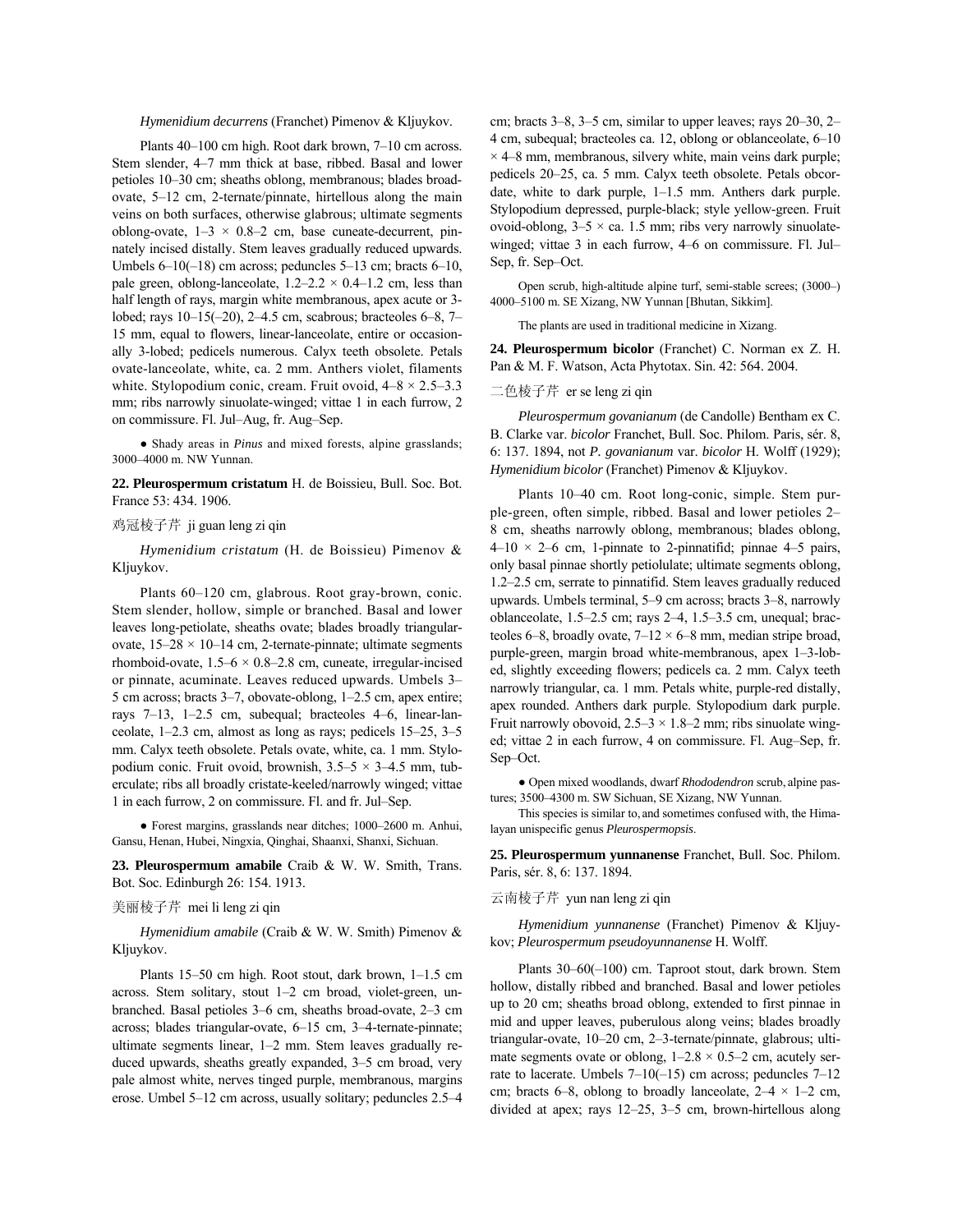*Hymenidium decurrens* (Franchet) Pimenov & Kljuykov.

Plants 40–100 cm high. Root dark brown, 7–10 cm across. Stem slender, 4–7 mm thick at base, ribbed. Basal and lower petioles 10–30 cm; sheaths oblong, membranous; blades broad-ovate, 5–12 cm, 2-ternate/pinnate, hirtellous along the main veins on both surfaces, otherwise glabrous; ultimate segments oblong-ovate, 1–3 × 0.8–2 cm, base cuneate-decurrent, pinnately incised distally. Stem leaves gradually reduced upwards. Umbels 6–10(–18) cm across; peduncles 5–13 cm; bracts 6–10, pale green, oblong-lanceolate, 1.2–2.2 × 0.4–1.2 cm, less than half length of rays, margin white membranous, apex acute or 3-lobed; rays 10–15(–20), 2–4.5 cm, scabrous; bracteoles 6–8, 7–15 mm, equal to flowers, linear-lanceolate, entire or occasionally 3-lobed; pedicels numerous. Calyx teeth obsolete. Petals ovate-lanceolate, white, ca. 2 mm. Anthers violet, filaments white. Stylopodium conic, cream. Fruit ovoid, 4–8 × 2.5–3.3 mm; ribs narrowly sinuolate-winged; vittae 1 in each furrow, 2 on commissure. Fl. Jul–Aug, fr. Aug–Sep.

● Shady areas in *Pinus* and mixed forests, alpine grasslands; 3000–4000 m. NW Yunnan.

**22. Pleurospermum cristatum** H. de Boissieu, Bull. Soc. Bot. France 53: 434. 1906.

鸡冠棱子芹 ji guan leng zi qin

*Hymenidium cristatum* (H. de Boissieu) Pimenov & Kljuykov.

Plants 60–120 cm, glabrous. Root gray-brown, conic. Stem slender, hollow, simple or branched. Basal and lower leaves long-petiolate, sheaths ovate; blades broadly triangular-ovate, 15–28 × 10–14 cm, 2-ternate-pinnate; ultimate segments rhomboid-ovate, 1.5–6 × 0.8–2.8 cm, cuneate, irregular-incised or pinnate, acuminate. Leaves reduced upwards. Umbels 3–5 cm across; bracts 3–7, obovate-oblong, 1–2.5 cm, apex entire; rays 7–13, 1–2.5 cm, subequal; bracteoles 4–6, linear-lanceolate, 1–2.3 cm, almost as long as rays; pedicels 15–25, 3–5 mm. Calyx teeth obsolete. Petals ovate, white, ca. 1 mm. Stylopodium conic. Fruit ovoid, brownish, 3.5–5 × 3–4.5 mm, tuberculate; ribs all broadly cristate-keeled/narrowly winged; vittae 1 in each furrow, 2 on commissure. Fl. and fr. Jul–Sep.

● Forest margins, grasslands near ditches; 1000–2600 m. Anhui, Gansu, Henan, Hubei, Ningxia, Qinghai, Shaanxi, Shanxi, Sichuan.

**23. Pleurospermum amabile** Craib & W. W. Smith, Trans. Bot. Soc. Edinburgh 26: 154. 1913.

美丽棱子芹 mei li leng zi qin

*Hymenidium amabile* (Craib & W. W. Smith) Pimenov & Kljuykov.

Plants 15–50 cm high. Root stout, dark brown, 1–1.5 cm across. Stem solitary, stout 1–2 cm broad, violet-green, unbranched. Basal petioles 3–6 cm, sheaths broad-ovate, 2–3 cm across; blades triangular-ovate, 6–15 cm, 3–4-ternate-pinnate; ultimate segments linear, 1–2 mm. Stem leaves gradually reduced upwards, sheaths greatly expanded, 3–5 cm broad, very pale almost white, nerves tinged purple, membranous, margins erose. Umbel 5–12 cm across, usually solitary; peduncles 2.5–4 cm; bracts 3–8, 3–5 cm, similar to upper leaves; rays 20–30, 2–4 cm, subequal; bracteoles ca. 12, oblong or oblanceolate, 6–10 × 4–8 mm, membranous, silvery white, main veins dark purple; pedicels 20–25, ca. 5 mm. Calyx teeth obsolete. Petals obcordate, white to dark purple, 1–1.5 mm. Anthers dark purple. Stylopodium depressed, purple-black; style yellow-green. Fruit ovoid-oblong, 3–5 × ca. 1.5 mm; ribs very narrowly sinuolate-winged; vittae 3 in each furrow, 4–6 on commissure. Fl. Jul–Sep, fr. Sep–Oct.

Open scrub, high-altitude alpine turf, semi-stable screes; (3000–) 4000–5100 m. SE Xizang, NW Yunnan [Bhutan, Sikkim].

The plants are used in traditional medicine in Xizang.

**24. Pleurospermum bicolor** (Franchet) C. Norman ex Z. H. Pan & M. F. Watson, Acta Phytotax. Sin. 42: 564. 2004.

二色棱子芹 er se leng zi qin

*Pleurospermum govanianum* (de Candolle) Bentham ex C. B. Clarke var. *bicolor* Franchet, Bull. Soc. Philom. Paris, sér. 8, 6: 137. 1894, not *P. govanianum* var. *bicolor* H. Wolff (1929); *Hymenidium bicolor* (Franchet) Pimenov & Kljuykov.

Plants 10–40 cm. Root long-conic, simple. Stem purple-green, often simple, ribbed. Basal and lower petioles 2–8 cm, sheaths narrowly oblong, membranous; blades oblong, 4–10 × 2–6 cm, 1-pinnate to 2-pinnatifid; pinnae 4–5 pairs, only basal pinnae shortly petiolulate; ultimate segments oblong, 1.2–2.5 cm, serrate to pinnatifid. Stem leaves gradually reduced upwards. Umbels terminal, 5–9 cm across; bracts 3–8, narrowly oblanceolate, 1.5–2.5 cm; rays 2–4, 1.5–3.5 cm, unequal; bracteoles 6–8, broadly ovate, 7–12 × 6–8 mm, median stripe broad, purple-green, margin broad white-membranous, apex 1–3-lobed, slightly exceeding flowers; pedicels ca. 2 mm. Calyx teeth narrowly triangular, ca. 1 mm. Petals white, purple-red distally, apex rounded. Anthers dark purple. Stylopodium dark purple. Fruit narrowly obovoid, 2.5–3 × 1.8–2 mm; ribs sinuolate winged; vittae 2 in each furrow, 4 on commissure. Fl. Aug–Sep, fr. Sep–Oct.

● Open mixed woodlands, dwarf *Rhododendron* scrub, alpine pastures; 3500–4300 m. SW Sichuan, SE Xizang, NW Yunnan.

This species is similar to, and sometimes confused with, the Himalayan unispecific genus *Pleurospermopsis*.

**25. Pleurospermum yunnanense** Franchet, Bull. Soc. Philom. Paris, sér. 8, 6: 137. 1894.

云南棱子芹 yun nan leng zi qin

*Hymenidium yunnanense* (Franchet) Pimenov & Kljuykov; *Pleurospermum pseudoyunnanense* H. Wolff.

Plants 30–60(–100) cm. Taproot stout, dark brown. Stem hollow, distally ribbed and branched. Basal and lower petioles up to 20 cm; sheaths broad oblong, extended to first pinnae in mid and upper leaves, puberulous along veins; blades broadly triangular-ovate, 10–20 cm, 2–3-ternate/pinnate, glabrous; ultimate segments ovate or oblong, 1–2.8 × 0.5–2 cm, acutely serrate to lacerate. Umbels 7–10(–15) cm across; peduncles 7–12 cm; bracts 6–8, oblong to broadly lanceolate, 2–4 × 1–2 cm, divided at apex; rays 12–25, 3–5 cm, brown-hirtellous along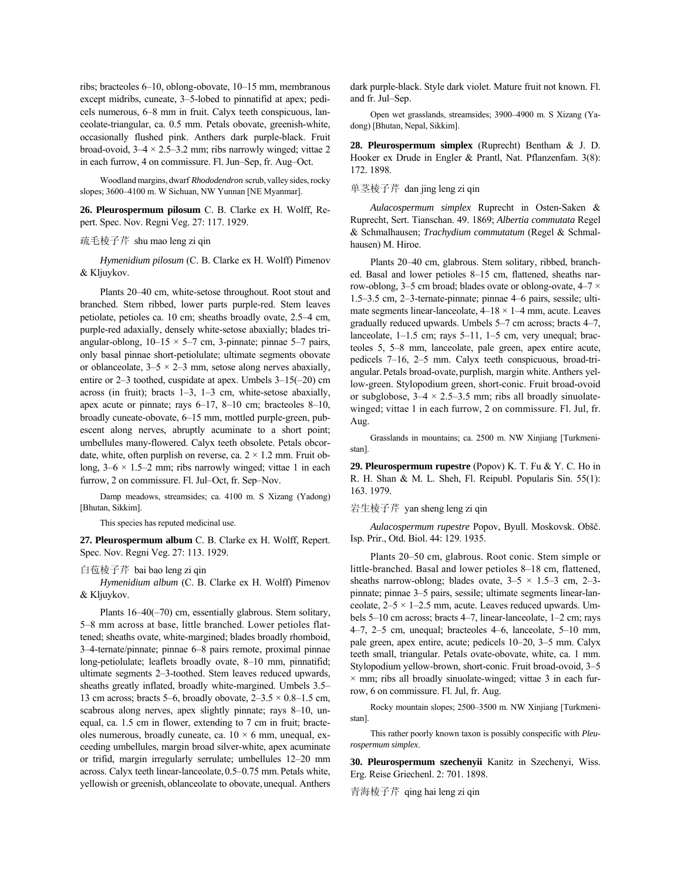ribs; bracteoles 6–10, oblong-obovate, 10–15 mm, membranous except midribs, cuneate, 3–5-lobed to pinnatifid at apex; pedicels numerous, 6–8 mm in fruit. Calyx teeth conspicuous, lanceolate-triangular, ca. 0.5 mm. Petals obovate, greenish-white, occasionally flushed pink. Anthers dark purple-black. Fruit broad-ovoid, 3–4 × 2.5–3.2 mm; ribs narrowly winged; vittae 2 in each furrow, 4 on commissure. Fl. Jun–Sep, fr. Aug–Oct.

Woodland margins, dwarf *Rhododendron* scrub, valley sides, rocky slopes; 3600–4100 m. W Sichuan, NW Yunnan [NE Myanmar].

**26. Pleurospermum pilosum** C. B. Clarke ex H. Wolff, Repert. Spec. Nov. Regni Veg. 27: 117. 1929.

疏毛棱子芹 shu mao leng zi qin

*Hymenidium pilosum* (C. B. Clarke ex H. Wolff) Pimenov & Kljuykov.

Plants 20–40 cm, white-setose throughout. Root stout and branched. Stem ribbed, lower parts purple-red. Stem leaves petiolate, petioles ca. 10 cm; sheaths broadly ovate, 2.5–4 cm, purple-red adaxially, densely white-setose abaxially; blades triangular-oblong, 10–15 × 5–7 cm, 3-pinnate; pinnae 5–7 pairs, only basal pinnae short-petiolulate; ultimate segments obovate or oblanceolate, 3–5 × 2–3 mm, setose along nerves abaxially, entire or 2–3 toothed, cuspidate at apex. Umbels 3–15(–20) cm across (in fruit); bracts 1–3, 1–3 cm, white-setose abaxially, apex acute or pinnate; rays 6–17, 8–10 cm; bracteoles 8–10, broadly cuneate-obovate, 6–15 mm, mottled purple-green, pubescent along nerves, abruptly acuminate to a short point; umbellules many-flowered. Calyx teeth obsolete. Petals obcordate, white, often purplish on reverse, ca. 2 × 1.2 mm. Fruit oblong, 3–6 × 1.5–2 mm; ribs narrowly winged; vittae 1 in each furrow, 2 on commissure. Fl. Jul–Oct, fr. Sep–Nov.

Damp meadows, streamsides; ca. 4100 m. S Xizang (Yadong) [Bhutan, Sikkim].

This species has reputed medicinal use.

**27. Pleurospermum album** C. B. Clarke ex H. Wolff, Repert. Spec. Nov. Regni Veg. 27: 113. 1929.

白苞棱子芹 bai bao leng zi qin

*Hymenidium album* (C. B. Clarke ex H. Wolff) Pimenov & Kljuykov.

Plants 16–40(–70) cm, essentially glabrous. Stem solitary, 5–8 mm across at base, little branched. Lower petioles flattened; sheaths ovate, white-margined; blades broadly rhomboid, 3–4-ternate/pinnate; pinnae 6–8 pairs remote, proximal pinnae long-petiolulate; leaflets broadly ovate, 8–10 mm, pinnatifid; ultimate segments 2–3-toothed. Stem leaves reduced upwards, sheaths greatly inflated, broadly white-margined. Umbels 3.5–13 cm across; bracts 5–6, broadly obovate, 2–3.5 × 0.8–1.5 cm, scabrous along nerves, apex slightly pinnate; rays 8–10, unequal, ca. 1.5 cm in flower, extending to 7 cm in fruit; bracteoles numerous, broadly cuneate, ca. 10 × 6 mm, unequal, exceeding umbellules, margin broad silver-white, apex acuminate or trifid, margin irregularly serrulate; umbellules 12–20 mm across. Calyx teeth linear-lanceolate, 0.5–0.75 mm. Petals white, yellowish or greenish, oblanceolate to obovate, unequal. Anthers dark purple-black. Style dark violet. Mature fruit not known. Fl. and fr. Jul–Sep.

Open wet grasslands, streamsides; 3900–4900 m. S Xizang (Yadong) [Bhutan, Nepal, Sikkim].

**28. Pleurospermum simplex** (Ruprecht) Bentham & J. D. Hooker ex Drude in Engler & Prantl, Nat. Pflanzenfam. 3(8): 172. 1898.

单茎棱子芹 dan jing leng zi qin

*Aulacospermum simplex* Ruprecht in Osten-Saken & Ruprecht, Sert. Tianschan. 49. 1869; *Albertia commutata* Regel & Schmalhausen; *Trachydium commutatum* (Regel & Schmalhausen) M. Hiroe.

Plants 20–40 cm, glabrous. Stem solitary, ribbed, branched. Basal and lower petioles 8–15 cm, flattened, sheaths narrow-oblong, 3–5 cm broad; blades ovate or oblong-ovate, 4–7 × 1.5–3.5 cm, 2–3-ternate-pinnate; pinnae 4–6 pairs, sessile; ultimate segments linear-lanceolate, 4–18 × 1–4 mm, acute. Leaves gradually reduced upwards. Umbels 5–7 cm across; bracts 4–7, lanceolate, 1–1.5 cm; rays 5–11, 1–5 cm, very unequal; bracteoles 5, 5–8 mm, lanceolate, pale green, apex entire acute, pedicels 7–16, 2–5 mm. Calyx teeth conspicuous, broad-triangular. Petals broad-ovate, purplish, margin white. Anthers yellow-green. Stylopodium green, short-conic. Fruit broad-ovoid or subglobose, 3–4 × 2.5–3.5 mm; ribs all broadly sinuolate-winged; vittae 1 in each furrow, 2 on commissure. Fl. Jul, fr. Aug.

Grasslands in mountains; ca. 2500 m. NW Xinjiang [Turkmenistan].

**29. Pleurospermum rupestre** (Popov) K. T. Fu & Y. C. Ho in R. H. Shan & M. L. Sheh, Fl. Reipubl. Popularis Sin. 55(1): 163. 1979.

岩生棱子芹 yan sheng leng zi qin

*Aulacospermum rupestre* Popov, Byull. Moskovsk. Obšč. Isp. Prir., Otd. Biol. 44: 129. 1935.

Plants 20–50 cm, glabrous. Root conic. Stem simple or little-branched. Basal and lower petioles 8–18 cm, flattened, sheaths narrow-oblong; blades ovate, 3–5 × 1.5–3 cm, 2–3-pinnate; pinnae 3–5 pairs, sessile; ultimate segments linear-lanceolate, 2–5 × 1–2.5 mm, acute. Leaves reduced upwards. Umbels 5–10 cm across; bracts 4–7, linear-lanceolate, 1–2 cm; rays 4–7, 2–5 cm, unequal; bracteoles 4–6, lanceolate, 5–10 mm, pale green, apex entire, acute; pedicels 10–20, 3–5 mm. Calyx teeth small, triangular. Petals ovate-obovate, white, ca. 1 mm. Stylopodium yellow-brown, short-conic. Fruit broad-ovoid, 3–5 × mm; ribs all broadly sinuolate-winged; vittae 3 in each furrow, 6 on commissure. Fl. Jul, fr. Aug.

Rocky mountain slopes; 2500–3500 m. NW Xinjiang [Turkmenistan].

This rather poorly known taxon is possibly conspecific with *Pleurospermum simplex*.

**30. Pleurospermum szechenyii** Kanitz in Szechenyi, Wiss. Erg. Reise Griechenl. 2: 701. 1898.

青海棱子芹 qing hai leng zi qin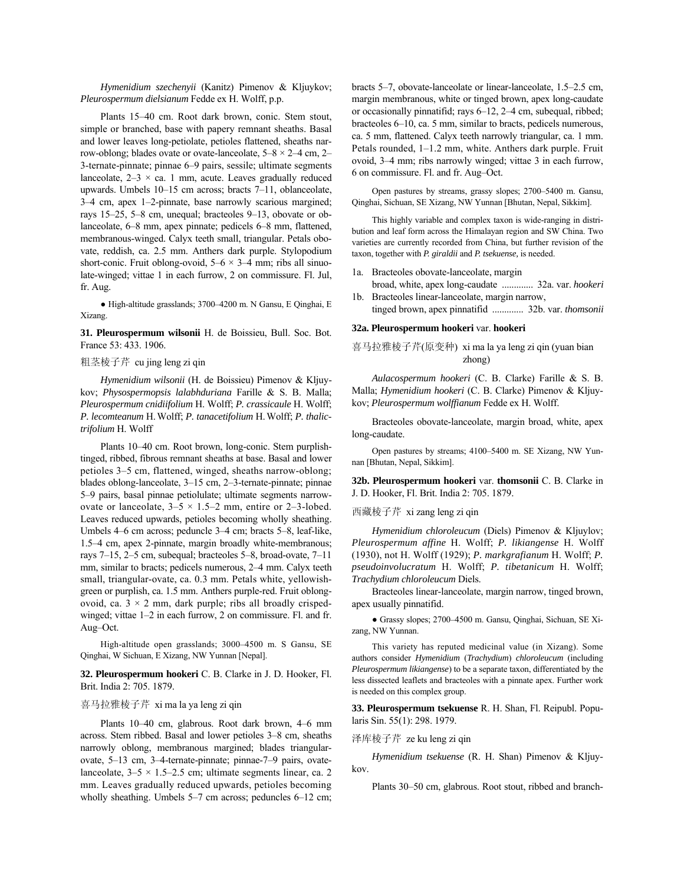*Hymenidium szechenyii* (Kanitz) Pimenov & Kljuykov; *Pleurospermum dielsianum* Fedde ex H. Wolff, p.p.

Plants 15–40 cm. Root dark brown, conic. Stem stout, simple or branched, base with papery remnant sheaths. Basal and lower leaves long-petiolate, petioles flattened, sheaths narrow-oblong; blades ovate or ovate-lanceolate, 5–8 × 2–4 cm, 2–3-ternate-pinnate; pinnae 6–9 pairs, sessile; ultimate segments lanceolate, 2–3 × ca. 1 mm, acute. Leaves gradually reduced upwards. Umbels 10–15 cm across; bracts 7–11, oblanceolate, 3–4 cm, apex 1–2-pinnate, base narrowly scarious margined; rays 15–25, 5–8 cm, unequal; bracteoles 9–13, obovate or oblanceolate, 6–8 mm, apex pinnate; pedicels 6–8 mm, flattened, membranous-winged. Calyx teeth small, triangular. Petals obovate, reddish, ca. 2.5 mm. Anthers dark purple. Stylopodium short-conic. Fruit oblong-ovoid, 5–6 × 3–4 mm; ribs all sinuolate-winged; vittae 1 in each furrow, 2 on commissure. Fl. Jul, fr. Aug.

● High-altitude grasslands; 3700–4200 m. N Gansu, E Qinghai, E Xizang.

**31. Pleurospermum wilsonii** H. de Boissieu, Bull. Soc. Bot. France 53: 433. 1906.

粗茎棱子芹 cu jing leng zi qin

*Hymenidium wilsonii* (H. de Boissieu) Pimenov & Kljuykov; *Physospermopsis lalabhduriana* Farille & S. B. Malla; *Pleurospermum cnidiifolium* H. Wolff; *P. crassicaule* H. Wolff; *P. lecomteanum* H. Wolff; *P. tanacetifolium* H. Wolff; *P. thalictrifolium* H. Wolff

Plants 10–40 cm. Root brown, long-conic. Stem purplish-tinged, ribbed, fibrous remnant sheaths at base. Basal and lower petioles 3–5 cm, flattened, winged, sheaths narrow-oblong; blades oblong-lanceolate, 2–3-ternate-pinnate; pinnae 5–9 pairs, basal pinnae petiolulate; ultimate segments narrow-ovate or lanceolate, 3–5 × 1.5–2 mm, entire or 2–3-lobed. Leaves reduced upwards, petioles becoming wholly sheathing. Umbels 4–6 cm across; peduncle 3–4 cm; bracts 5–8, leaf-like, 1.5–4 cm, apex 2-pinnate, margin broadly white-membranous; rays 7–15, 2–5 cm, subequal; bracteoles 5–8, broad-ovate, 7–11 mm, similar to bracts; pedicels numerous, 2–4 mm. Calyx teeth small, triangular-ovate, ca. 0.3 mm. Petals white, yellowish-green or purplish, ca. 1.5 mm. Anthers purple-red. Fruit oblong-ovoid, ca. 3 × 2 mm, dark purple; ribs all broadly crisped-winged; vittae 1–2 in each furrow, 2 on commissure. Fl. and fr. Aug–Oct.

High-altitude open grasslands; 3000–4500 m. S Gansu, SE Qinghai, W Sichuan, E Xizang, NW Yunnan [Nepal].

**32. Pleurospermum hookeri** C. B. Clarke in J. D. Hooker, Fl. Brit. India 2: 705. 1879.

喜马拉雅棱子芹 xi ma la ya leng zi qin

Plants 10–40 cm, glabrous. Root dark brown, 4–6 mm across. Stem ribbed. Basal and lower petioles 3–8 cm, sheaths narrowly oblong, membranous margined; blades triangular-ovate, 5–13 cm, 3-4-ternate-pinnate; pinnae-7–9 pairs, ovate-lanceolate, 3–5 × 1.5–2.5 cm; ultimate segments linear, ca. 2 mm. Leaves gradually reduced upwards, petioles becoming wholly sheathing. Umbels 5–7 cm across; peduncles 6–12 cm; bracts 5–7, obovate-lanceolate or linear-lanceolate, 1.5–2.5 cm, margin membranous, white or tinged brown, apex long-caudate or occasionally pinnatifid; rays 6–12, 2–4 cm, subequal, ribbed; bracteoles 6–10, ca. 5 mm, similar to bracts, pedicels numerous, ca. 5 mm, flattened. Calyx teeth narrowly triangular, ca. 1 mm. Petals rounded, 1–1.2 mm, white. Anthers dark purple. Fruit ovoid, 3–4 mm; ribs narrowly winged; vittae 3 in each furrow, 6 on commissure. Fl. and fr. Aug–Oct.

Open pastures by streams, grassy slopes; 2700–5400 m. Gansu, Qinghai, Sichuan, SE Xizang, NW Yunnan [Bhutan, Nepal, Sikkim].

This highly variable and complex taxon is wide-ranging in distribution and leaf form across the Himalayan region and SW China. Two varieties are currently recorded from China, but further revision of the taxon, together with *P. giraldii* and *P. tsekuense,* is needed.

1a. Bracteoles obovate-lanceolate, margin broad, white, apex long-caudate ............. 32a. var. *hookeri*
1b. Bracteoles linear-lanceolate, margin narrow, tinged brown, apex pinnatifid ............. 32b. var. *thomsonii*

**32a. Pleurospermum hookeri** var. **hookeri**

喜马拉雅棱子芹(原变种) xi ma la ya leng zi qin (yuan bian zhong)

*Aulacospermum hookeri* (C. B. Clarke) Farille & S. B. Malla; *Hymenidium hookeri* (C. B. Clarke) Pimenov & Kljuykov; *Pleurospermum wolffianum* Fedde ex H. Wolff.

Bracteoles obovate-lanceolate, margin broad, white, apex long-caudate.

Open pastures by streams; 4100–5400 m. SE Xizang, NW Yunnan [Bhutan, Nepal, Sikkim].

**32b. Pleurospermum hookeri** var. **thomsonii** C. B. Clarke in J. D. Hooker, Fl. Brit. India 2: 705. 1879.

西藏棱子芹 xi zang leng zi qin

*Hymenidium chloroleucum* (Diels) Pimenov & Kljuylov; *Pleurospermum affine* H. Wolff; *P. likiangense* H. Wolff (1930), not H. Wolff (1929); *P. markgrafianum* H. Wolff; *P. pseudoinvolucratum* H. Wolff; *P. tibetanicum* H. Wolff; *Trachydium chloroleucum* Diels.

Bracteoles linear-lanceolate, margin narrow, tinged brown, apex usually pinnatifid.

● Grassy slopes; 2700–4500 m. Gansu, Qinghai, Sichuan, SE Xizang, NW Yunnan.

This variety has reputed medicinal value (in Xizang). Some authors consider *Hymenidium* (*Trachydium*) *chloroleucum* (including *Pleurospermum likiangense*) to be a separate taxon, differentiated by the less dissected leaflets and bracteoles with a pinnate apex. Further work is needed on this complex group.

**33. Pleurospermum tsekuense** R. H. Shan, Fl. Reipubl. Popularis Sin. 55(1): 298. 1979.

泽库棱子芹 ze ku leng zi qin

*Hymenidium tsekuense* (R. H. Shan) Pimenov & Kljuykov.

Plants 30–50 cm, glabrous. Root stout, ribbed and branch-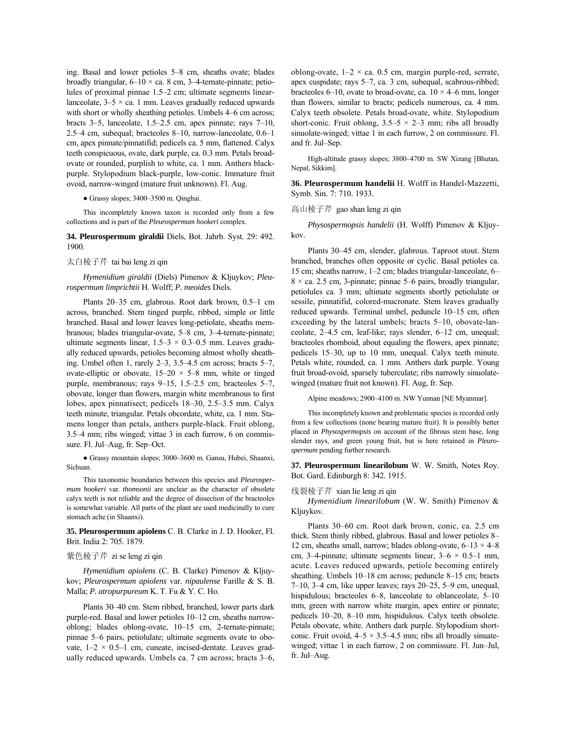ing. Basal and lower petioles 5–8 cm, sheaths ovate; blades broadly triangular, 6–10 × ca. 8 cm, 3–4-ternate-pinnate; petiolules of proximal pinnae 1.5–2 cm; ultimate segments linear-lanceolate, 3–5 × ca. 1 mm. Leaves gradually reduced upwards with short or wholly sheathing petioles. Umbels 4–6 cm across; bracts 3–5, lanceolate, 1.5–2.5 cm, apex pinnate; rays 7–10, 2.5–4 cm, subequal; bracteoles 8–10, narrow-lanceolate, 0.6–1 cm, apex pinnate/pinnatifid; pedicels ca. 5 mm, flattened. Calyx teeth conspicuous, ovate, dark purple, ca. 0.3 mm. Petals broad-ovate or rounded, purplish to white, ca. 1 mm. Anthers black-purple. Stylopodium black-purple, low-conic. Immature fruit ovoid, narrow-winged (mature fruit unknown). Fl. Aug.

● Grassy slopes; 3400–3500 m. Qinghai.

This incompletely known taxon is recorded only from a few collections and is part of the *Pleurospermum hookeri* complex.

**34. Pleurospermum giraldii** Diels, Bot. Jahrb. Syst. 29: 492. 1900.

太白棱子芹 tai bai leng zi qin

*Hymenidium giraldii* (Diels) Pimenov & Kljuykov; *Pleurospermum limprichtii* H. Wolff; *P. meoides* Diels.

Plants 20–35 cm, glabrous. Root dark brown, 0.5–1 cm across, branched. Stem tinged purple, ribbed, simple or little branched. Basal and lower leaves long-petiolate, sheaths membranous; blades triangular-ovate, 5–8 cm, 3–4-ternate-pinnate; ultimate segments linear, 1.5–3 × 0.3–0.5 mm. Leaves gradually reduced upwards, petioles becoming almost wholly sheathing. Umbel often 1, rarely 2–3, 3.5–4.5 cm across; bracts 5–7, ovate-elliptic or obovate, 15–20 × 5–8 mm, white or tinged purple, membranous; rays 9–15, 1.5–2.5 cm; bracteoles 5–7, obovate, longer than flowers, margin white membranous to first lobes, apex pinnatisect; pedicels 18–30, 2.5–3.5 mm. Calyx teeth minute, triangular. Petals obcordate, white, ca. 1 mm. Stamens longer than petals, anthers purple-black. Fruit oblong, 3.5–4 mm; ribs winged; vittae 3 in each furrow, 6 on commissure. Fl. Jul–Aug, fr. Sep–Oct.

● Grassy mountain slopes; 3000–3600 m. Gansu, Hubei, Shaanxi, Sichuan.

This taxonomic boundaries between this species and *Pleurospermum hookeri* var. *thomsonii* are unclear as the character of obsolete calyx teeth is not reliable and the degree of dissection of the bracteoles is somewhat variable. All parts of the plant are used medicinally to cure stomach ache (in Shaanxi).

**35. Pleurospermum apiolens** C. B. Clarke in J. D. Hooker, Fl. Brit. India 2: 705. 1879.

紫色棱子芹 zi se leng zi qin

*Hymenidium apiolens* (C. B. Clarke) Pimenov & Kljuykov; *Pleurospermum apiolens* var. *nipaulense* Farille & S. B. Malla; *P. atropurpureum* K. T. Fu & Y. C. Ho.

Plants 30–40 cm. Stem ribbed, branched, lower parts dark purple-red. Basal and lower petioles 10–12 cm, sheaths narrow-oblong; blades oblong-ovate, 10–15 cm, 2-ternate-pinnate; pinnae 5–6 pairs, petiolulate; ultimate segments ovate to obovate, 1–2 × 0.5–1 cm, cuneate, incised-dentate. Leaves gradually reduced upwards. Umbels ca. 7 cm across; bracts 3–6, oblong-ovate, 1–2 × ca. 0.5 cm, margin purple-red, serrate, apex cuspidate; rays 5–7, ca. 3 cm, subequal, scabrous-ribbed; bracteoles 6–10, ovate to broad-ovate, ca. 10 × 4–6 mm, longer than flowers, similar to bracts; pedicels numerous, ca. 4 mm. Calyx teeth obsolete. Petals broad-ovate, white. Stylopodium short-conic. Fruit oblong, 3.5–5 × 2–3 mm; ribs all broadly sinuolate-winged; vittae 1 in each furrow, 2 on commissure. Fl. and fr. Jul–Sep.

High-altitude grassy slopes; 3800–4700 m. SW Xizang [Bhutan, Nepal, Sikkim].

**36. Pleurospermum handelii** H. Wolff in Handel-Mazzetti, Symb. Sin. 7: 710. 1933.

高山棱子芹 gao shan leng zi qin

*Physospermopsis handelii* (H. Wolff) Pimenov & Kljuykov.

Plants 30–45 cm, slender, glabrous. Taproot stout. Stem branched, branches often opposite or cyclic. Basal petioles ca. 15 cm; sheaths narrow, 1–2 cm; blades triangular-lanceolate, 6–8 × ca. 2.5 cm, 3-pinnate; pinnae 5–6 pairs, broadly triangular, petiolules ca. 3 mm; ultimate segments shortly petiolulate or sessile, pinnatifid, colored-mucronate. Stem leaves gradually reduced upwards. Terminal umbel, peduncle 10–15 cm, often exceeding by the lateral umbels; bracts 5–10, obovate-lanceolate, 2–4.5 cm, leaf-like; rays slender, 6–12 cm, unequal; bracteoles rhomboid, about equaling the flowers, apex pinnate; pedicels 15–30, up to 10 mm, unequal. Calyx teeth minute. Petals white, rounded, ca. 1 mm. Anthers dark purple. Young fruit broad-ovoid, sparsely tuberculate; ribs narrowly sinuolate-winged (mature fruit not known). Fl. Aug, fr. Sep.

Alpine meadows; 2900–4100 m. NW Yunnan [NE Myanmar].

This incompletely known and problematic species is recorded only from a few collections (none bearing mature fruit). It is possibly better placed in *Physospermopsis* on account of the fibrous stem base, long slender rays, and green young fruit, but is here retained in *Pleurospermum* pending further research.

**37. Pleurospermum linearilobum** W. W. Smith, Notes Roy. Bot. Gard. Edinburgh 8: 342. 1915.

线裂棱子芹 xian lie leng zi qin

*Hymenidium linearilobum* (W. W. Smith) Pimenov & Kljuykov.

Plants 30–60 cm. Root dark brown, conic, ca. 2.5 cm thick. Stem thinly ribbed, glabrous. Basal and lower petioles 8–12 cm, sheaths small, narrow; blades oblong-ovate, 6–13 × 4–8 cm, 3–4-pinnate; ultimate segments linear, 3–6 × 0.5–1 mm, acute. Leaves reduced upwards, petiole becoming entirely sheathing. Umbels 10–18 cm across; peduncle 8–15 cm; bracts 7–10, 3–4 cm, like upper leaves; rays 20–25, 5–9 cm, unequal, hispidulous; bracteoles 6–8, lanceolate to oblanceolate, 5–10 mm, green with narrow white margin, apex entire or pinnate; pedicels 10–20, 8–10 mm, hispidulous. Calyx teeth obsolete. Petals obovate, white. Anthers dark purple. Stylopodium short-conic. Fruit ovoid, 4–5 × 3.5–4.5 mm; ribs all broadly sinuate-winged; vittae 1 in each furrow, 2 on commissure. Fl. Jun–Jul, fr. Jul–Aug.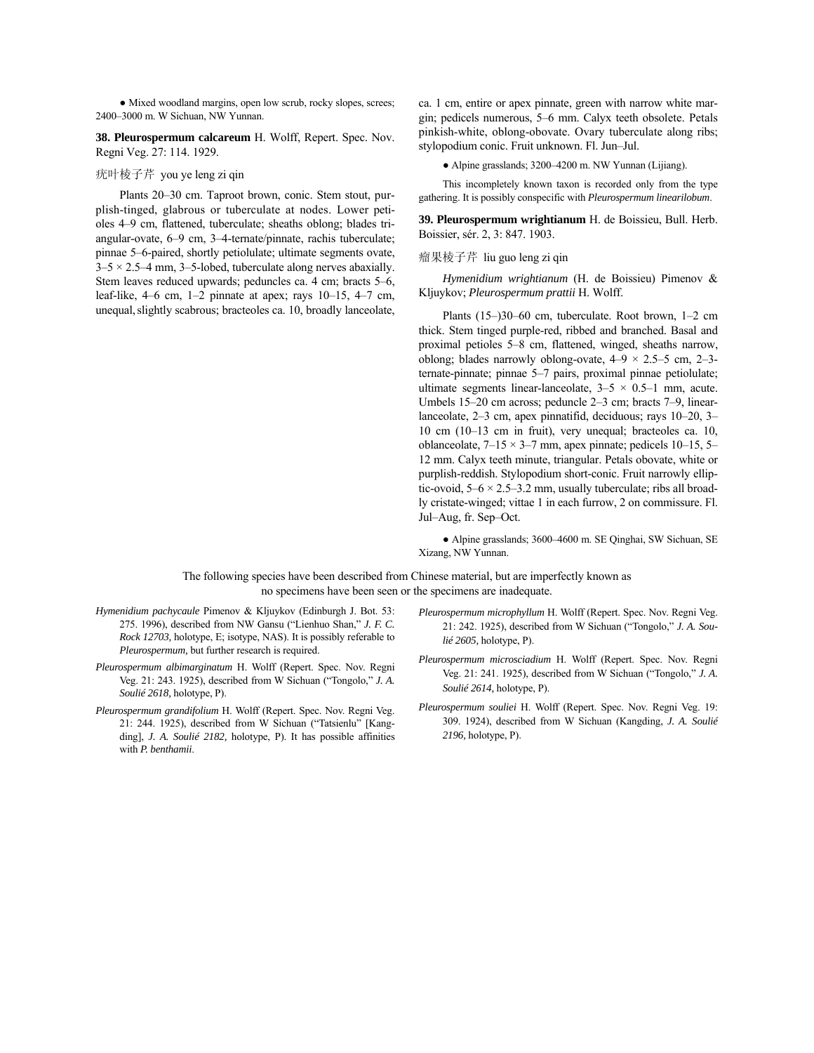● Mixed woodland margins, open low scrub, rocky slopes, screes; 2400–3000 m. W Sichuan, NW Yunnan.

**38. Pleurospermum calcareum** H. Wolff, Repert. Spec. Nov. Regni Veg. 27: 114. 1929.

疣叶棱子芹 you ye leng zi qin

Plants 20–30 cm. Taproot brown, conic. Stem stout, purplish-tinged, glabrous or tuberculate at nodes. Lower petioles 4–9 cm, flattened, tuberculate; sheaths oblong; blades triangular-ovate, 6–9 cm, 3–4-ternate/pinnate, rachis tuberculate; pinnae 5–6-paired, shortly petiolulate; ultimate segments ovate, 3–5 × 2.5–4 mm, 3–5-lobed, tuberculate along nerves abaxially. Stem leaves reduced upwards; peduncles ca. 4 cm; bracts 5–6, leaf-like, 4–6 cm, 1–2 pinnate at apex; rays 10–15, 4–7 cm, unequal, slightly scabrous; bracteoles ca. 10, broadly lanceolate, ca. 1 cm, entire or apex pinnate, green with narrow white margin; pedicels numerous, 5–6 mm. Calyx teeth obsolete. Petals pinkish-white, oblong-obovate. Ovary tuberculate along ribs; stylopodium conic. Fruit unknown. Fl. Jun–Jul.

● Alpine grasslands; 3200–4200 m. NW Yunnan (Lijiang).

This incompletely known taxon is recorded only from the type gathering. It is possibly conspecific with *Pleurospermum linearilobum*.

**39. Pleurospermum wrightianum** H. de Boissieu, Bull. Herb. Boissier, sér. 2, 3: 847. 1903.

瘤果棱子芹 liu guo leng zi qin

*Hymenidium wrightianum* (H. de Boissieu) Pimenov & Kljuykov; *Pleurospermum prattii* H. Wolff.

Plants (15–)30–60 cm, tuberculate. Root brown, 1–2 cm thick. Stem tinged purple-red, ribbed and branched. Basal and proximal petioles 5–8 cm, flattened, winged, sheaths narrow, oblong; blades narrowly oblong-ovate, 4–9 × 2.5–5 cm, 2–3-ternate-pinnate; pinnae 5–7 pairs, proximal pinnae petiolulate; ultimate segments linear-lanceolate, 3–5 × 0.5–1 mm, acute. Umbels 15–20 cm across; peduncle 2–3 cm; bracts 7–9, linear-lanceolate, 2–3 cm, apex pinnatifid, deciduous; rays 10–20, 3–10 cm (10–13 cm in fruit), very unequal; bracteoles ca. 10, oblanceolate, 7–15 × 3–7 mm, apex pinnate; pedicels 10–15, 5–12 mm. Calyx teeth minute, triangular. Petals obovate, white or purplish-reddish. Stylopodium short-conic. Fruit narrowly elliptic-ovoid, 5–6 × 2.5–3.2 mm, usually tuberculate; ribs all broadly cristate-winged; vittae 1 in each furrow, 2 on commissure. Fl. Jul–Aug, fr. Sep–Oct.

● Alpine grasslands; 3600–4600 m. SE Qinghai, SW Sichuan, SE Xizang, NW Yunnan.

The following species have been described from Chinese material, but are imperfectly known as no specimens have been seen or the specimens are inadequate.

*Hymenidium pachycaule* Pimenov & Kljuykov (Edinburgh J. Bot. 53: 275. 1996), described from NW Gansu ("Lienhuo Shan," *J. F. C. Rock 12703,* holotype, E; isotype, NAS). It is possibly referable to *Pleurospermum,* but further research is required.

*Pleurospermum albimarginatum* H. Wolff (Repert. Spec. Nov. Regni Veg. 21: 243. 1925), described from W Sichuan ("Tongolo," *J. A. Soulié 2618,* holotype, P).

*Pleurospermum grandifolium* H. Wolff (Repert. Spec. Nov. Regni Veg. 21: 244. 1925), described from W Sichuan ("Tatsienlu" [Kangding], *J. A. Soulié 2182,* holotype, P). It has possible affinities with *P. benthamii*.

*Pleurospermum microphyllum* H. Wolff (Repert. Spec. Nov. Regni Veg. 21: 242. 1925), described from W Sichuan ("Tongolo," *J. A. Soulié 2605,* holotype, P).

*Pleurospermum microsciadium* H. Wolff (Repert. Spec. Nov. Regni Veg. 21: 241. 1925), described from W Sichuan ("Tongolo," *J. A. Soulié 2614,* holotype, P).

*Pleurospermum souliei* H. Wolff (Repert. Spec. Nov. Regni Veg. 19: 309. 1924), described from W Sichuan (Kangding, *J. A. Soulié 2196,* holotype, P).